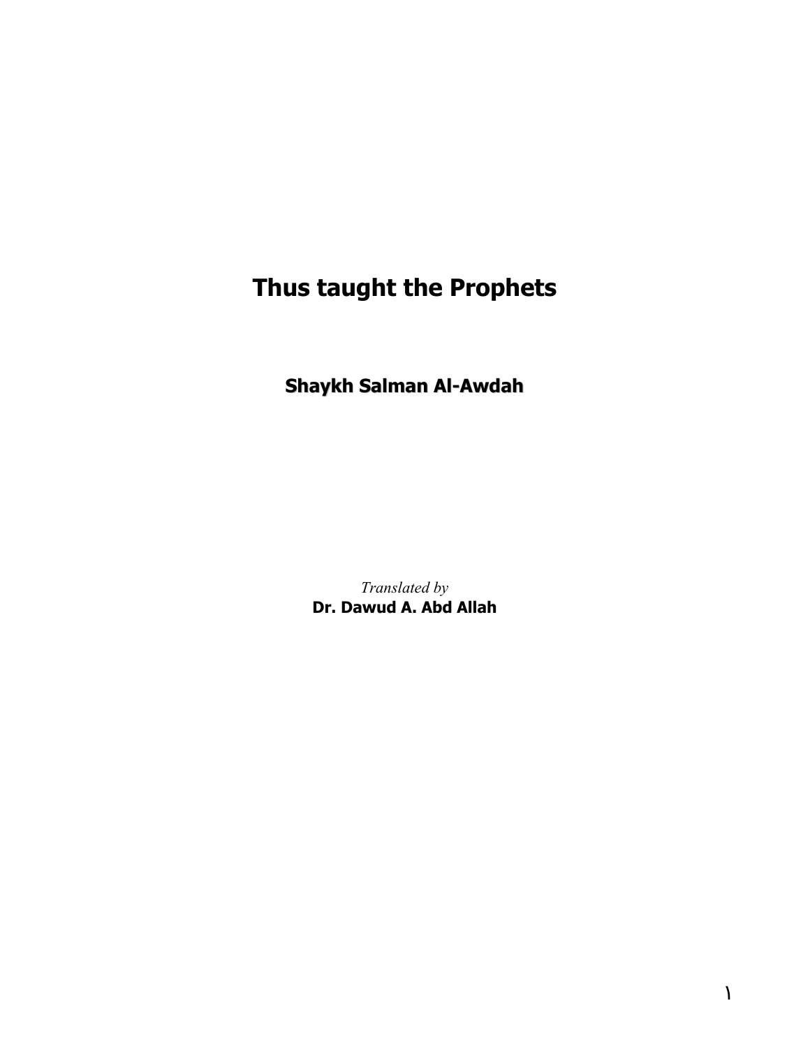# Thus taught the Prophets

**Shaykh Salman Al-Awdah**

*Translated by*
**Dr. Dawud A. Abd Allah**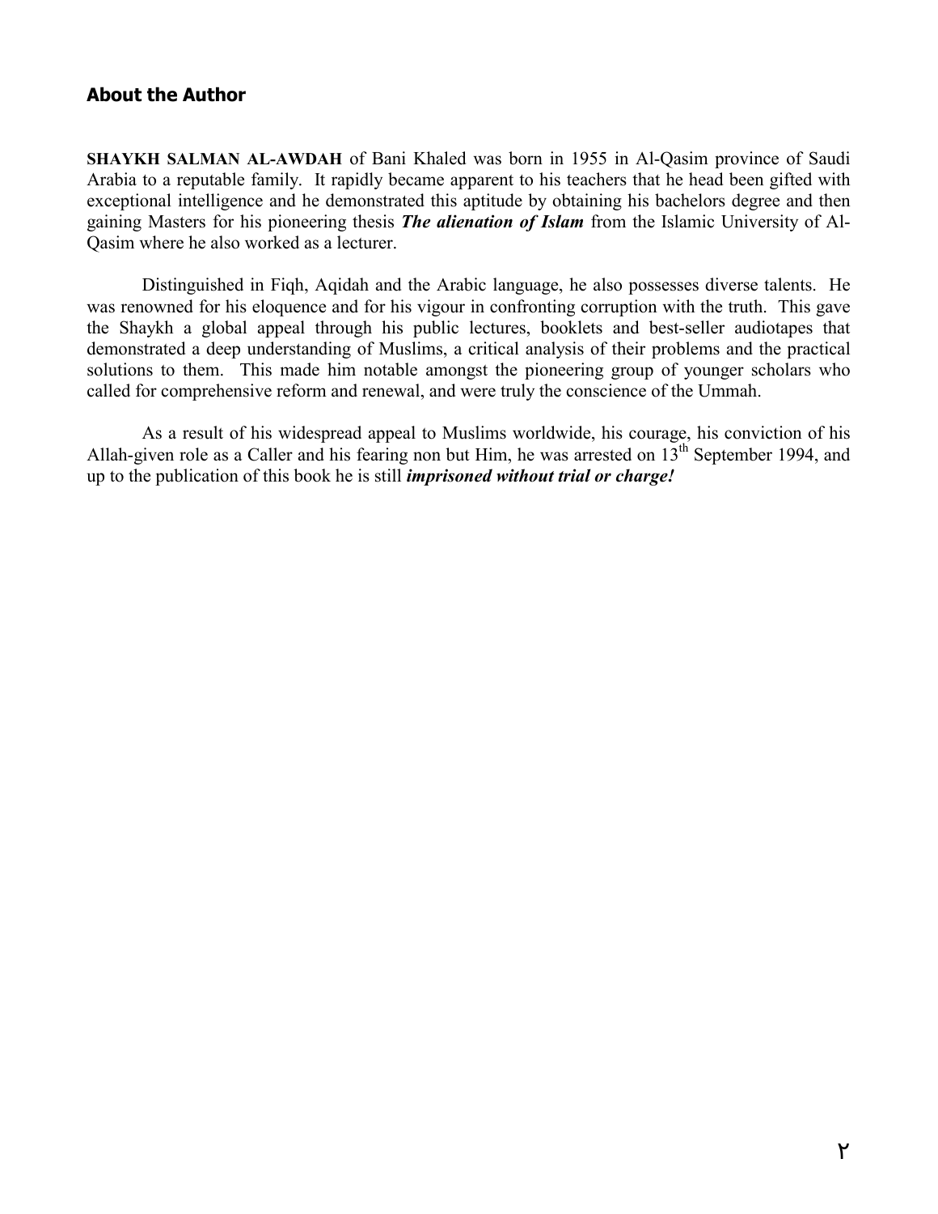## About the Author

**SHAYKH SALMAN AL-AWDAH** of Bani Khaled was born in 1955 in Al-Qasim province of Saudi Arabia to a reputable family. It rapidly became apparent to his teachers that he head been gifted with exceptional intelligence and he demonstrated this aptitude by obtaining his bachelors degree and then gaining Masters for his pioneering thesis ***The alienation of Islam*** from the Islamic University of Al-Qasim where he also worked as a lecturer.

Distinguished in Fiqh, Aqidah and the Arabic language, he also possesses diverse talents. He was renowned for his eloquence and for his vigour in confronting corruption with the truth. This gave the Shaykh a global appeal through his public lectures, booklets and best-seller audiotapes that demonstrated a deep understanding of Muslims, a critical analysis of their problems and the practical solutions to them. This made him notable amongst the pioneering group of younger scholars who called for comprehensive reform and renewal, and were truly the conscience of the Ummah.

As a result of his widespread appeal to Muslims worldwide, his courage, his conviction of his Allah-given role as a Caller and his fearing non but Him, he was arrested on 13th September 1994, and up to the publication of this book he is still ***imprisoned without trial or charge!***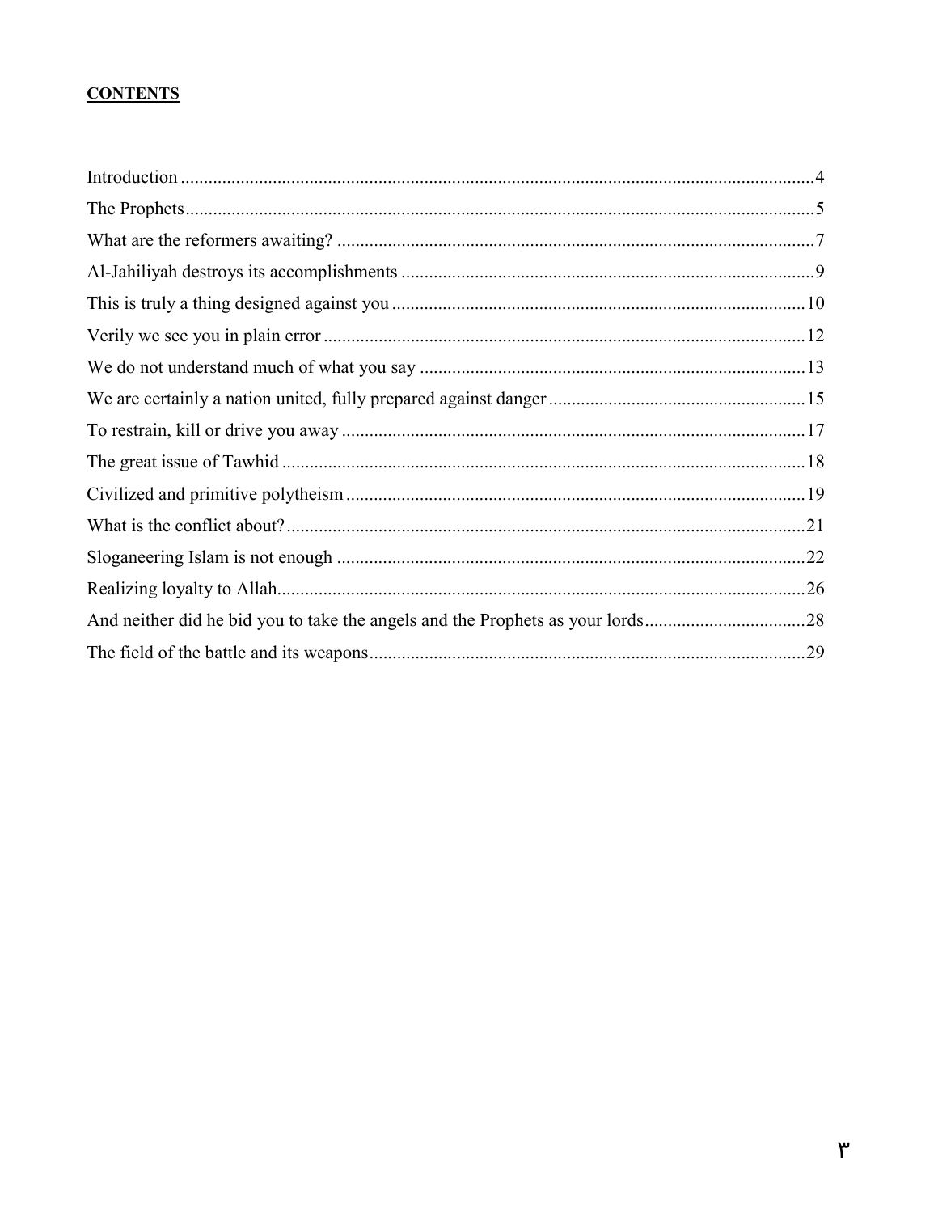**CONTENTS**

Introduction .......... 4
The Prophets .......... 5
What are the reformers awaiting? .......... 7
Al-Jahiliyah destroys its accomplishments .......... 9
This is truly a thing designed against you .......... 10
Verily we see you in plain error .......... 12
We do not understand much of what you say .......... 13
We are certainly a nation united, fully prepared against danger .......... 15
To restrain, kill or drive you away .......... 17
The great issue of Tawhid .......... 18
Civilized and primitive polytheism .......... 19
What is the conflict about? .......... 21
Sloganeering Islam is not enough .......... 22
Realizing loyalty to Allah .......... 26
And neither did he bid you to take the angels and the Prophets as your lords .......... 28
The field of the battle and its weapons .......... 29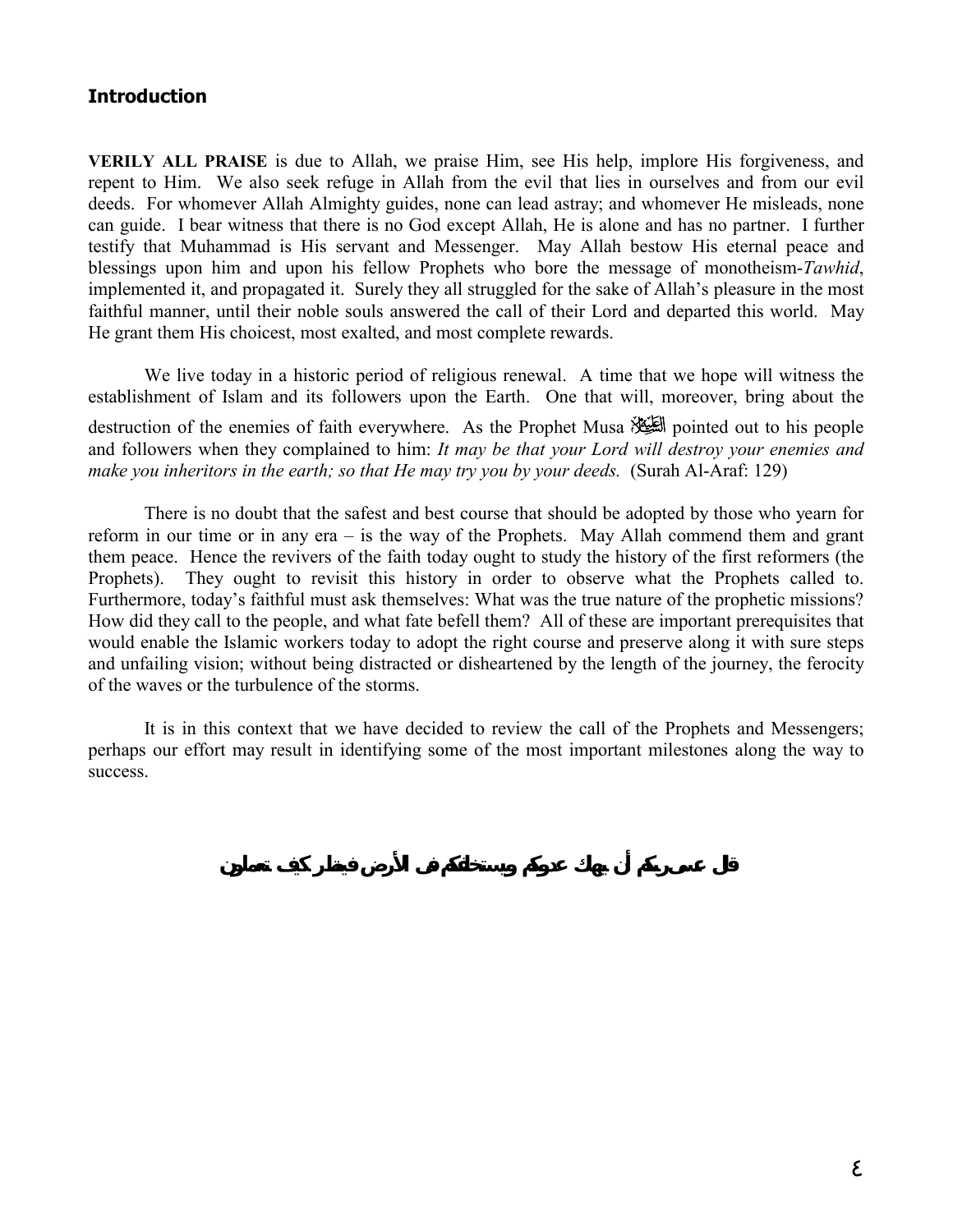## Introduction

**VERILY ALL PRAISE** is due to Allah, we praise Him, see His help, implore His forgiveness, and repent to Him. We also seek refuge in Allah from the evil that lies in ourselves and from our evil deeds. For whomever Allah Almighty guides, none can lead astray; and whomever He misleads, none can guide. I bear witness that there is no God except Allah, He is alone and has no partner. I further testify that Muhammad is His servant and Messenger. May Allah bestow His eternal peace and blessings upon him and upon his fellow Prophets who bore the message of monotheism-*Tawhid*, implemented it, and propagated it. Surely they all struggled for the sake of Allah's pleasure in the most faithful manner, until their noble souls answered the call of their Lord and departed this world. May He grant them His choicest, most exalted, and most complete rewards.

We live today in a historic period of religious renewal. A time that we hope will witness the establishment of Islam and its followers upon the Earth. One that will, moreover, bring about the destruction of the enemies of faith everywhere. As the Prophet Musa ﷺ pointed out to his people and followers when they complained to him: *It may be that your Lord will destroy your enemies and make you inheritors in the earth; so that He may try you by your deeds.* (Surah Al-Araf: 129)

There is no doubt that the safest and best course that should be adopted by those who yearn for reform in our time or in any era – is the way of the Prophets. May Allah commend them and grant them peace. Hence the revivers of the faith today ought to study the history of the first reformers (the Prophets). They ought to revisit this history in order to observe what the Prophets called to. Furthermore, today's faithful must ask themselves: What was the true nature of the prophetic missions? How did they call to the people, and what fate befell them? All of these are important prerequisites that would enable the Islamic workers today to adopt the right course and preserve along it with sure steps and unfailing vision; without being distracted or disheartened by the length of the journey, the ferocity of the waves or the turbulence of the storms.

It is in this context that we have decided to review the call of the Prophets and Messengers; perhaps our effort may result in identifying some of the most important milestones along the way to success.

قال عسى ربكم أن يهلك عدوكم ويستخلفكم في الأرض فينظر كيف تعملون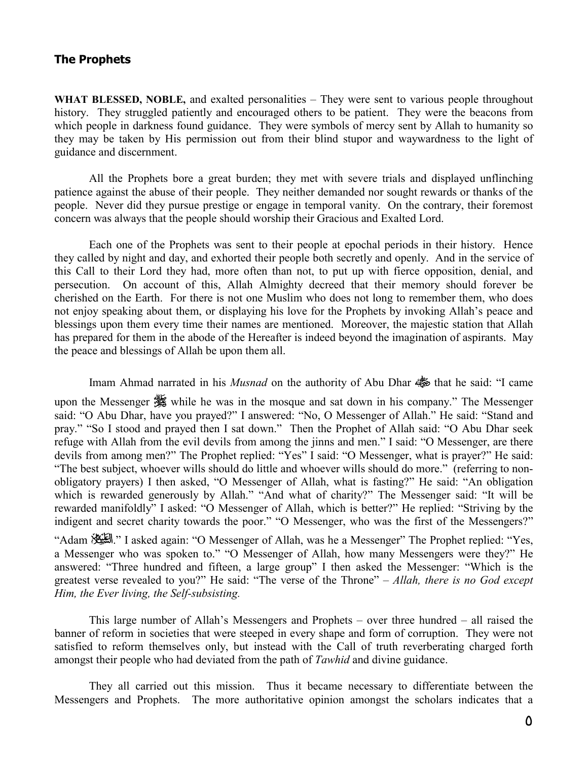## The Prophets

**WHAT BLESSED, NOBLE,** and exalted personalities – They were sent to various people throughout history. They struggled patiently and encouraged others to be patient. They were the beacons from which people in darkness found guidance. They were symbols of mercy sent by Allah to humanity so they may be taken by His permission out from their blind stupor and waywardness to the light of guidance and discernment.

All the Prophets bore a great burden; they met with severe trials and displayed unflinching patience against the abuse of their people. They neither demanded nor sought rewards or thanks of the people. Never did they pursue prestige or engage in temporal vanity. On the contrary, their foremost concern was always that the people should worship their Gracious and Exalted Lord.

Each one of the Prophets was sent to their people at epochal periods in their history. Hence they called by night and day, and exhorted their people both secretly and openly. And in the service of this Call to their Lord they had, more often than not, to put up with fierce opposition, denial, and persecution. On account of this, Allah Almighty decreed that their memory should forever be cherished on the Earth. For there is not one Muslim who does not long to remember them, who does not enjoy speaking about them, or displaying his love for the Prophets by invoking Allah's peace and blessings upon them every time their names are mentioned. Moreover, the majestic station that Allah has prepared for them in the abode of the Hereafter is indeed beyond the imagination of aspirants. May the peace and blessings of Allah be upon them all.

Imam Ahmad narrated in his *Musnad* on the authority of Abu Dhar ﷺ that he said: "I came upon the Messenger ﷺ while he was in the mosque and sat down in his company." The Messenger said: "O Abu Dhar, have you prayed?" I answered: "No, O Messenger of Allah." He said: "Stand and pray." "So I stood and prayed then I sat down." Then the Prophet of Allah said: "O Abu Dhar seek refuge with Allah from the evil devils from among the jinns and men." I said: "O Messenger, are there devils from among men?" The Prophet replied: "Yes" I said: "O Messenger, what is prayer?" He said: "The best subject, whoever wills should do little and whoever wills should do more." (referring to non-obligatory prayers) I then asked, "O Messenger of Allah, what is fasting?" He said: "An obligation which is rewarded generously by Allah." "And what of charity?" The Messenger said: "It will be rewarded manifoldly" I asked: "O Messenger of Allah, which is better?" He replied: "Striving by the indigent and secret charity towards the poor." "O Messenger, who was the first of the Messengers?" "Adam عليه السلام." I asked again: "O Messenger of Allah, was he a Messenger" The Prophet replied: "Yes, a Messenger who was spoken to." "O Messenger of Allah, how many Messengers were they?" He answered: "Three hundred and fifteen, a large group" I then asked the Messenger: "Which is the greatest verse revealed to you?" He said: "The verse of the Throne" – *Allah, there is no God except Him, the Ever living, the Self-subsisting.*

This large number of Allah's Messengers and Prophets – over three hundred – all raised the banner of reform in societies that were steeped in every shape and form of corruption. They were not satisfied to reform themselves only, but instead with the Call of truth reverberating charged forth amongst their people who had deviated from the path of *Tawhid* and divine guidance.

They all carried out this mission. Thus it became necessary to differentiate between the Messengers and Prophets. The more authoritative opinion amongst the scholars indicates that a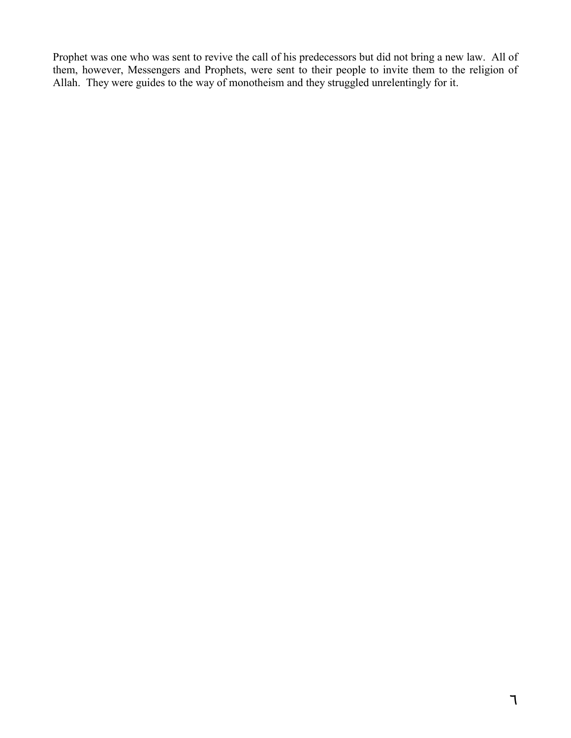Prophet was one who was sent to revive the call of his predecessors but did not bring a new law. All of them, however, Messengers and Prophets, were sent to their people to invite them to the religion of Allah. They were guides to the way of monotheism and they struggled unrelentingly for it.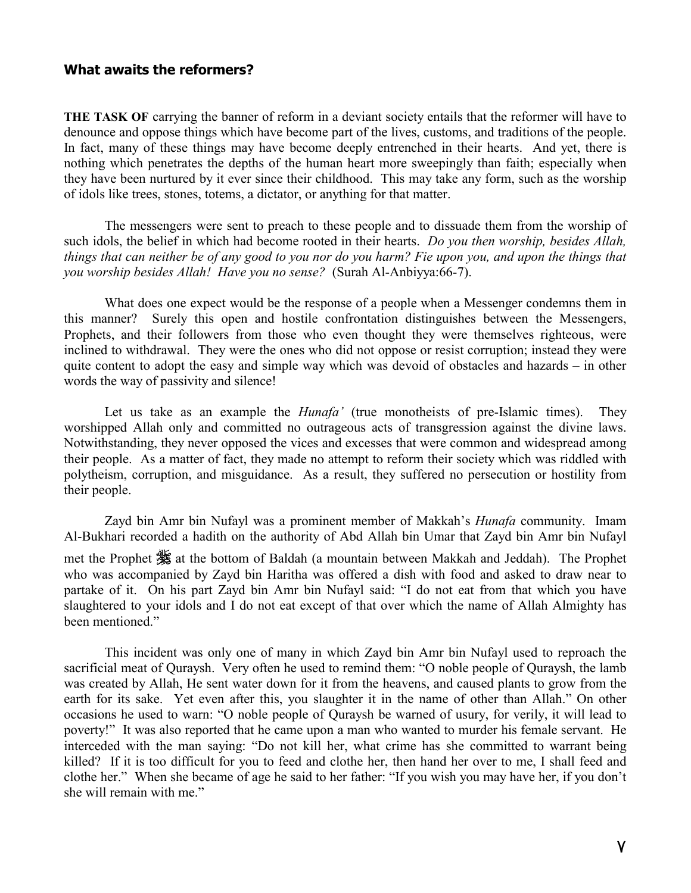## What awaits the reformers?

**THE TASK OF** carrying the banner of reform in a deviant society entails that the reformer will have to denounce and oppose things which have become part of the lives, customs, and traditions of the people. In fact, many of these things may have become deeply entrenched in their hearts. And yet, there is nothing which penetrates the depths of the human heart more sweepingly than faith; especially when they have been nurtured by it ever since their childhood. This may take any form, such as the worship of idols like trees, stones, totems, a dictator, or anything for that matter.

The messengers were sent to preach to these people and to dissuade them from the worship of such idols, the belief in which had become rooted in their hearts. *Do you then worship, besides Allah, things that can neither be of any good to you nor do you harm? Fie upon you, and upon the things that you worship besides Allah! Have you no sense?* (Surah Al-Anbiyya:66-7).

What does one expect would be the response of a people when a Messenger condemns them in this manner? Surely this open and hostile confrontation distinguishes between the Messengers, Prophets, and their followers from those who even thought they were themselves righteous, were inclined to withdrawal. They were the ones who did not oppose or resist corruption; instead they were quite content to adopt the easy and simple way which was devoid of obstacles and hazards – in other words the way of passivity and silence!

Let us take as an example the *Hunafa'* (true monotheists of pre-Islamic times). They worshipped Allah only and committed no outrageous acts of transgression against the divine laws. Notwithstanding, they never opposed the vices and excesses that were common and widespread among their people. As a matter of fact, they made no attempt to reform their society which was riddled with polytheism, corruption, and misguidance. As a result, they suffered no persecution or hostility from their people.

Zayd bin Amr bin Nufayl was a prominent member of Makkah's *Hunafa* community. Imam Al-Bukhari recorded a hadith on the authority of Abd Allah bin Umar that Zayd bin Amr bin Nufayl met the Prophet ﷺ at the bottom of Baldah (a mountain between Makkah and Jeddah). The Prophet who was accompanied by Zayd bin Haritha was offered a dish with food and asked to draw near to partake of it. On his part Zayd bin Amr bin Nufayl said: "I do not eat from that which you have slaughtered to your idols and I do not eat except of that over which the name of Allah Almighty has been mentioned."

This incident was only one of many in which Zayd bin Amr bin Nufayl used to reproach the sacrificial meat of Quraysh. Very often he used to remind them: "O noble people of Quraysh, the lamb was created by Allah, He sent water down for it from the heavens, and caused plants to grow from the earth for its sake. Yet even after this, you slaughter it in the name of other than Allah." On other occasions he used to warn: "O noble people of Quraysh be warned of usury, for verily, it will lead to poverty!" It was also reported that he came upon a man who wanted to murder his female servant. He interceded with the man saying: "Do not kill her, what crime has she committed to warrant being killed? If it is too difficult for you to feed and clothe her, then hand her over to me, I shall feed and clothe her." When she became of age he said to her father: "If you wish you may have her, if you don't she will remain with me."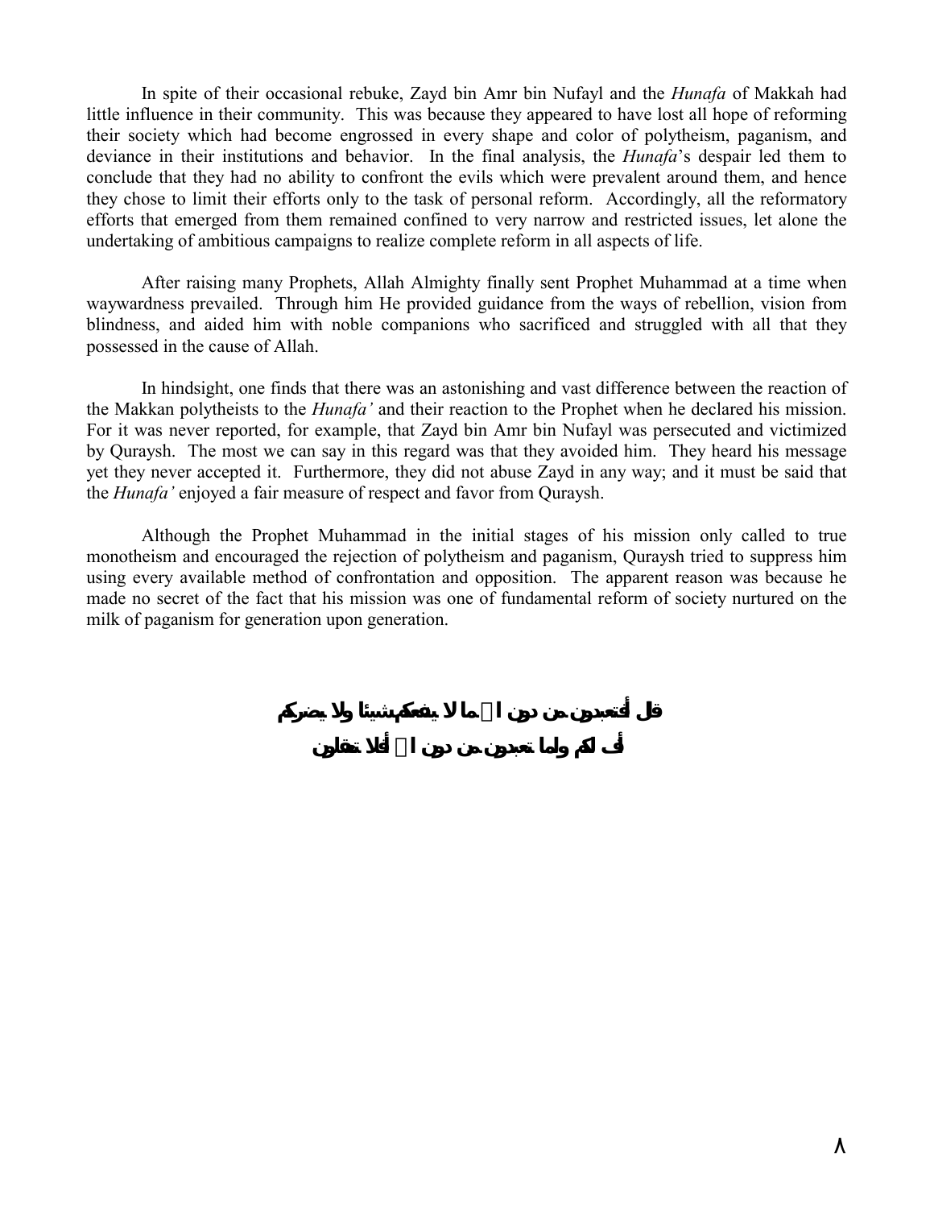In spite of their occasional rebuke, Zayd bin Amr bin Nufayl and the *Hunafa* of Makkah had little influence in their community. This was because they appeared to have lost all hope of reforming their society which had become engrossed in every shape and color of polytheism, paganism, and deviance in their institutions and behavior. In the final analysis, the *Hunafa*'s despair led them to conclude that they had no ability to confront the evils which were prevalent around them, and hence they chose to limit their efforts only to the task of personal reform. Accordingly, all the reformatory efforts that emerged from them remained confined to very narrow and restricted issues, let alone the undertaking of ambitious campaigns to realize complete reform in all aspects of life.

After raising many Prophets, Allah Almighty finally sent Prophet Muhammad at a time when waywardness prevailed. Through him He provided guidance from the ways of rebellion, vision from blindness, and aided him with noble companions who sacrificed and struggled with all that they possessed in the cause of Allah.

In hindsight, one finds that there was an astonishing and vast difference between the reaction of the Makkan polytheists to the *Hunafa'* and their reaction to the Prophet when he declared his mission. For it was never reported, for example, that Zayd bin Amr bin Nufayl was persecuted and victimized by Quraysh. The most we can say in this regard was that they avoided him. They heard his message yet they never accepted it. Furthermore, they did not abuse Zayd in any way; and it must be said that the *Hunafa'* enjoyed a fair measure of respect and favor from Quraysh.

Although the Prophet Muhammad in the initial stages of his mission only called to true monotheism and encouraged the rejection of polytheism and paganism, Quraysh tried to suppress him using every available method of confrontation and opposition. The apparent reason was because he made no secret of the fact that his mission was one of fundamental reform of society nurtured on the milk of paganism for generation upon generation.

**قال أفتعبدون من دون الله ما لا ينفعكم شيئا ولا يضركم**

**أف لكم ولما تعبدون من دون الله أفلا تعقلون**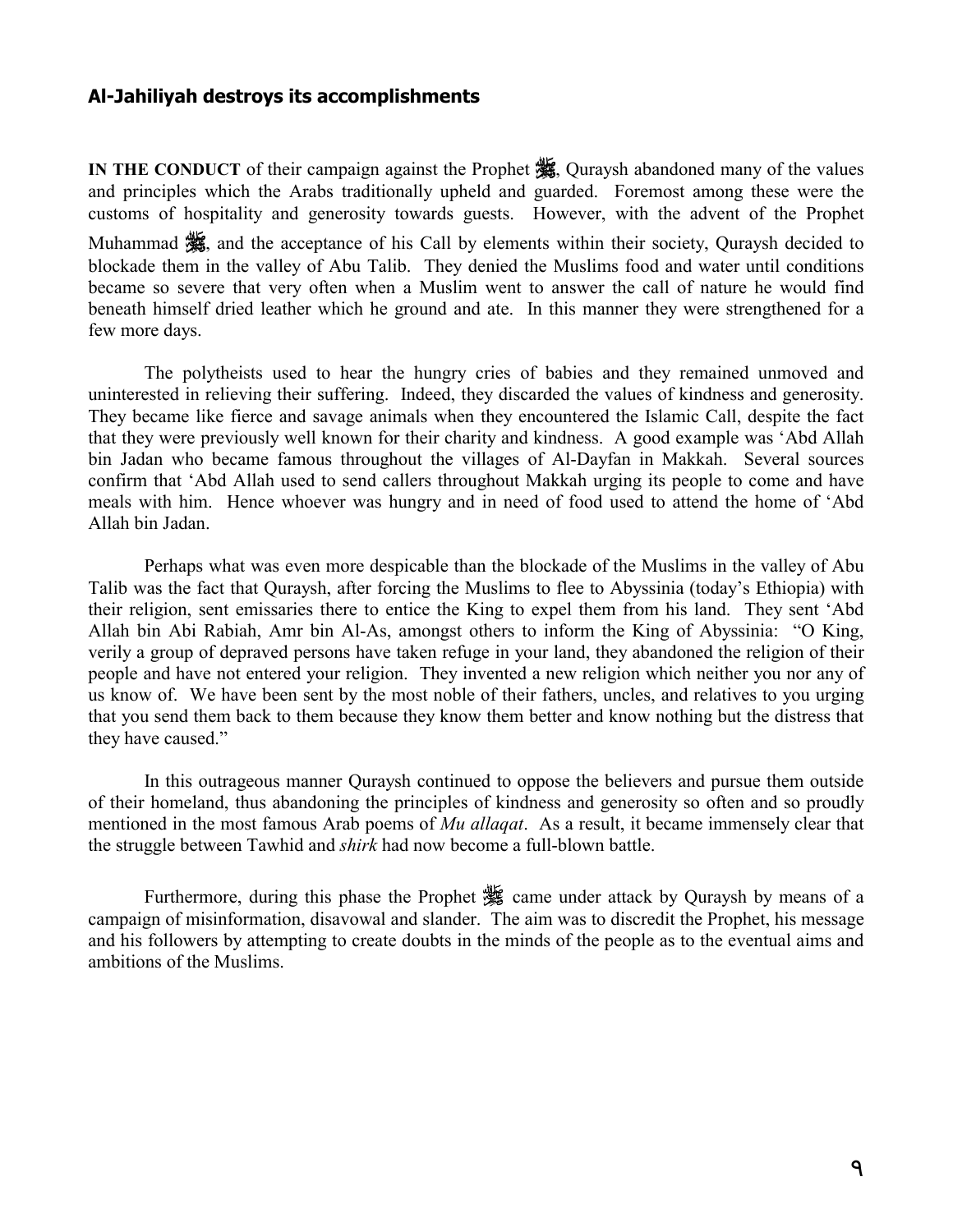## Al-Jahiliyah destroys its accomplishments

**IN THE CONDUCT** of their campaign against the Prophet ﷺ, Quraysh abandoned many of the values and principles which the Arabs traditionally upheld and guarded. Foremost among these were the customs of hospitality and generosity towards guests. However, with the advent of the Prophet Muhammad ﷺ, and the acceptance of his Call by elements within their society, Quraysh decided to blockade them in the valley of Abu Talib. They denied the Muslims food and water until conditions became so severe that very often when a Muslim went to answer the call of nature he would find beneath himself dried leather which he ground and ate. In this manner they were strengthened for a few more days.

The polytheists used to hear the hungry cries of babies and they remained unmoved and uninterested in relieving their suffering. Indeed, they discarded the values of kindness and generosity. They became like fierce and savage animals when they encountered the Islamic Call, despite the fact that they were previously well known for their charity and kindness. A good example was 'Abd Allah bin Jadan who became famous throughout the villages of Al-Dayfan in Makkah. Several sources confirm that 'Abd Allah used to send callers throughout Makkah urging its people to come and have meals with him. Hence whoever was hungry and in need of food used to attend the home of 'Abd Allah bin Jadan.

Perhaps what was even more despicable than the blockade of the Muslims in the valley of Abu Talib was the fact that Quraysh, after forcing the Muslims to flee to Abyssinia (today's Ethiopia) with their religion, sent emissaries there to entice the King to expel them from his land. They sent 'Abd Allah bin Abi Rabiah, Amr bin Al-As, amongst others to inform the King of Abyssinia: "O King, verily a group of depraved persons have taken refuge in your land, they abandoned the religion of their people and have not entered your religion. They invented a new religion which neither you nor any of us know of. We have been sent by the most noble of their fathers, uncles, and relatives to you urging that you send them back to them because they know them better and know nothing but the distress that they have caused."

In this outrageous manner Quraysh continued to oppose the believers and pursue them outside of their homeland, thus abandoning the principles of kindness and generosity so often and so proudly mentioned in the most famous Arab poems of *Mu allaqat*. As a result, it became immensely clear that the struggle between Tawhid and *shirk* had now become a full-blown battle.

Furthermore, during this phase the Prophet ﷺ came under attack by Quraysh by means of a campaign of misinformation, disavowal and slander. The aim was to discredit the Prophet, his message and his followers by attempting to create doubts in the minds of the people as to the eventual aims and ambitions of the Muslims.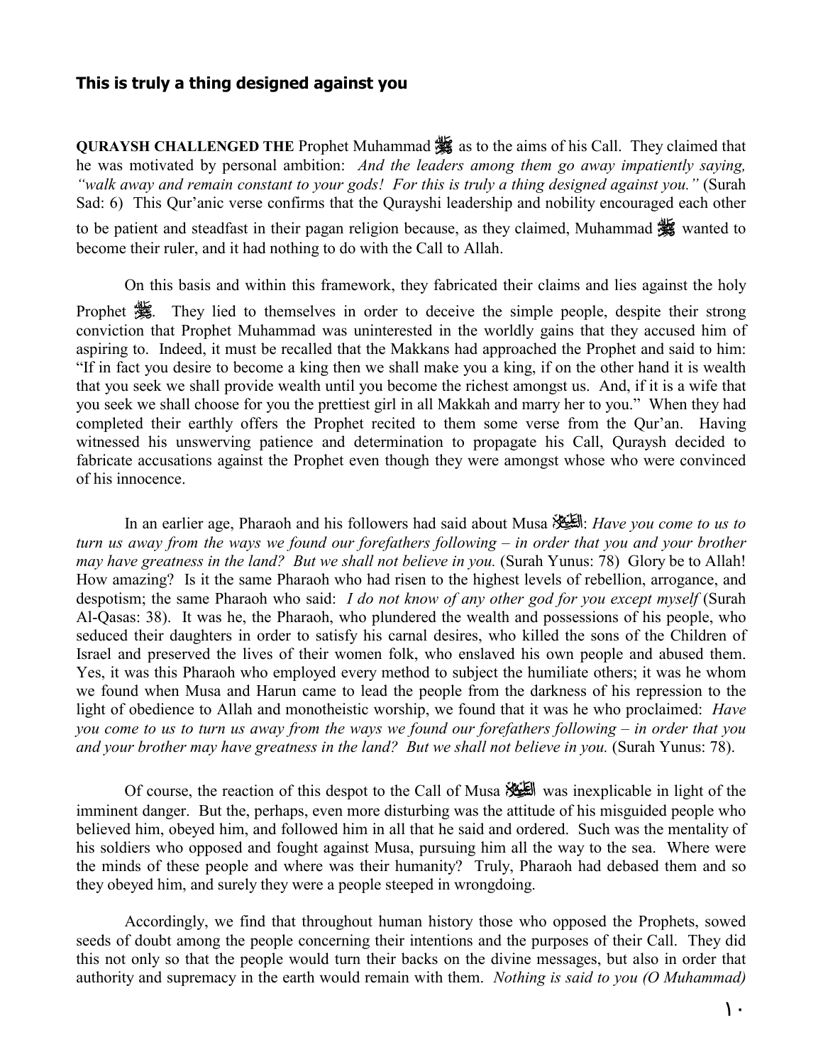### This is truly a thing designed against you

**QURAYSH CHALLENGED THE** Prophet Muhammad ﷺ as to the aims of his Call. They claimed that he was motivated by personal ambition: *And the leaders among them go away impatiently saying, "walk away and remain constant to your gods! For this is truly a thing designed against you."* (Surah Sad: 6) This Qur'anic verse confirms that the Qurayshi leadership and nobility encouraged each other to be patient and steadfast in their pagan religion because, as they claimed, Muhammad ﷺ wanted to become their ruler, and it had nothing to do with the Call to Allah.

On this basis and within this framework, they fabricated their claims and lies against the holy Prophet ﷺ. They lied to themselves in order to deceive the simple people, despite their strong conviction that Prophet Muhammad was uninterested in the worldly gains that they accused him of aspiring to. Indeed, it must be recalled that the Makkans had approached the Prophet and said to him: "If in fact you desire to become a king then we shall make you a king, if on the other hand it is wealth that you seek we shall provide wealth until you become the richest amongst us. And, if it is a wife that you seek we shall choose for you the prettiest girl in all Makkah and marry her to you." When they had completed their earthly offers the Prophet recited to them some verse from the Qur'an. Having witnessed his unswerving patience and determination to propagate his Call, Quraysh decided to fabricate accusations against the Prophet even though they were amongst whose who were convinced of his innocence.

In an earlier age, Pharaoh and his followers had said about Musa عليه السلام: *Have you come to us to turn us away from the ways we found our forefathers following – in order that you and your brother may have greatness in the land? But we shall not believe in you.* (Surah Yunus: 78) Glory be to Allah! How amazing? Is it the same Pharaoh who had risen to the highest levels of rebellion, arrogance, and despotism; the same Pharaoh who said: *I do not know of any other god for you except myself* (Surah Al-Qasas: 38). It was he, the Pharaoh, who plundered the wealth and possessions of his people, who seduced their daughters in order to satisfy his carnal desires, who killed the sons of the Children of Israel and preserved the lives of their women folk, who enslaved his own people and abused them. Yes, it was this Pharaoh who employed every method to subject the humiliate others; it was he whom we found when Musa and Harun came to lead the people from the darkness of his repression to the light of obedience to Allah and monotheistic worship, we found that it was he who proclaimed: *Have you come to us to turn us away from the ways we found our forefathers following – in order that you and your brother may have greatness in the land? But we shall not believe in you.* (Surah Yunus: 78).

Of course, the reaction of this despot to the Call of Musa عليه السلام was inexplicable in light of the imminent danger. But the, perhaps, even more disturbing was the attitude of his misguided people who believed him, obeyed him, and followed him in all that he said and ordered. Such was the mentality of his soldiers who opposed and fought against Musa, pursuing him all the way to the sea. Where were the minds of these people and where was their humanity? Truly, Pharaoh had debased them and so they obeyed him, and surely they were a people steeped in wrongdoing.

Accordingly, we find that throughout human history those who opposed the Prophets, sowed seeds of doubt among the people concerning their intentions and the purposes of their Call. They did this not only so that the people would turn their backs on the divine messages, but also in order that authority and supremacy in the earth would remain with them. *Nothing is said to you (O Muhammad)*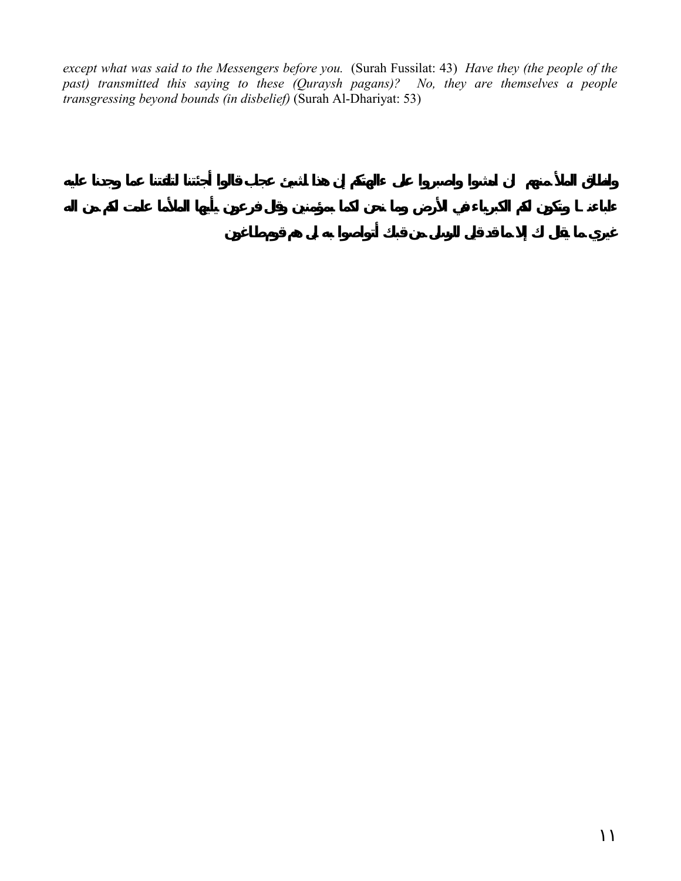*except what was said to the Messengers before you.* (Surah Fussilat: 43) *Have they (the people of the past) transmitted this saying to these (Quraysh pagans)? No, they are themselves a people transgressing beyond bounds (in disbelief)* (Surah Al-Dhariyat: 53)

وانطلق الملأ منهم أن امشوا واصبروا على آلهتكم إن هذا لشيء عجاب قالوا أجئتنا لتلفتنا عما وجدنا عليه آباءنا وتكون لكما الكبرياء في الأرض وما نحن لكما بمؤمنين وقال فرعون يأيها الملأ ما علمت لكم من إله غيري ما يقال لك إلا ما قد قيل للرسل من قبلك أتواصوا به بل هم قوم طاغون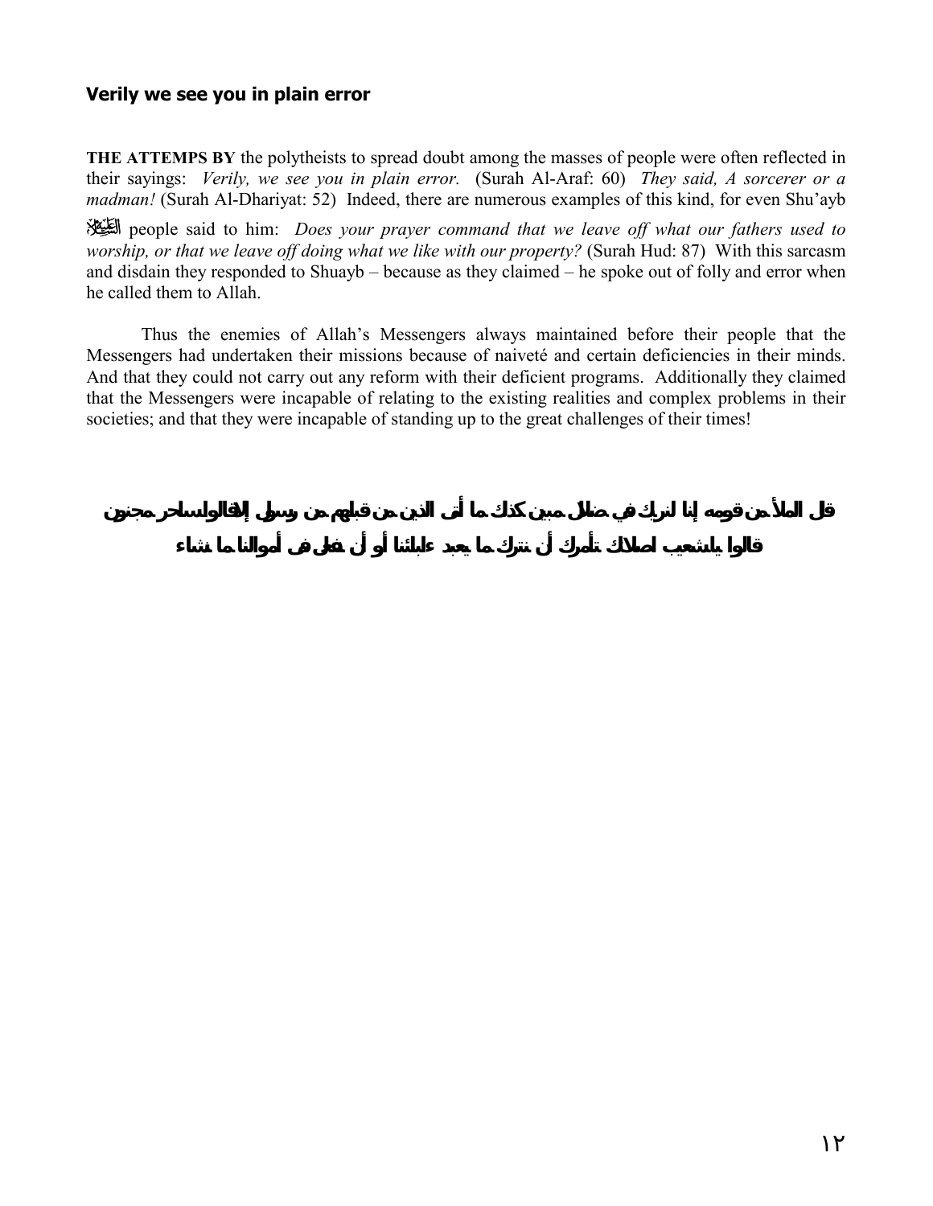### Verily we see you in plain error

**THE ATTEMPS BY** the polytheists to spread doubt among the masses of people were often reflected in their sayings: *Verily, we see you in plain error.* (Surah Al-Araf: 60) *They said, A sorcerer or a madman!* (Surah Al-Dhariyat: 52) Indeed, there are numerous examples of this kind, for even Shu'ayb ﷺ people said to him: *Does your prayer command that we leave off what our fathers used to worship, or that we leave off doing what we like with our property?* (Surah Hud: 87) With this sarcasm and disdain they responded to Shuayb – because as they claimed – he spoke out of folly and error when he called them to Allah.

Thus the enemies of Allah's Messengers always maintained before their people that the Messengers had undertaken their missions because of naiveté and certain deficiencies in their minds. And that they could not carry out any reform with their deficient programs. Additionally they claimed that the Messengers were incapable of relating to the existing realities and complex problems in their societies; and that they were incapable of standing up to the great challenges of their times!

قال الملأ من قومه إنا لنريك في ضلال مبين كذلك ما أتى الذين من قبلهم من رسول إلا قالوا ساحر أو مجنون

قالوا ياشعيب أصلاتك تأمرك أن نترك ما يعبد ءاباؤنا أو أن نفعل في أموالنا ما نشاء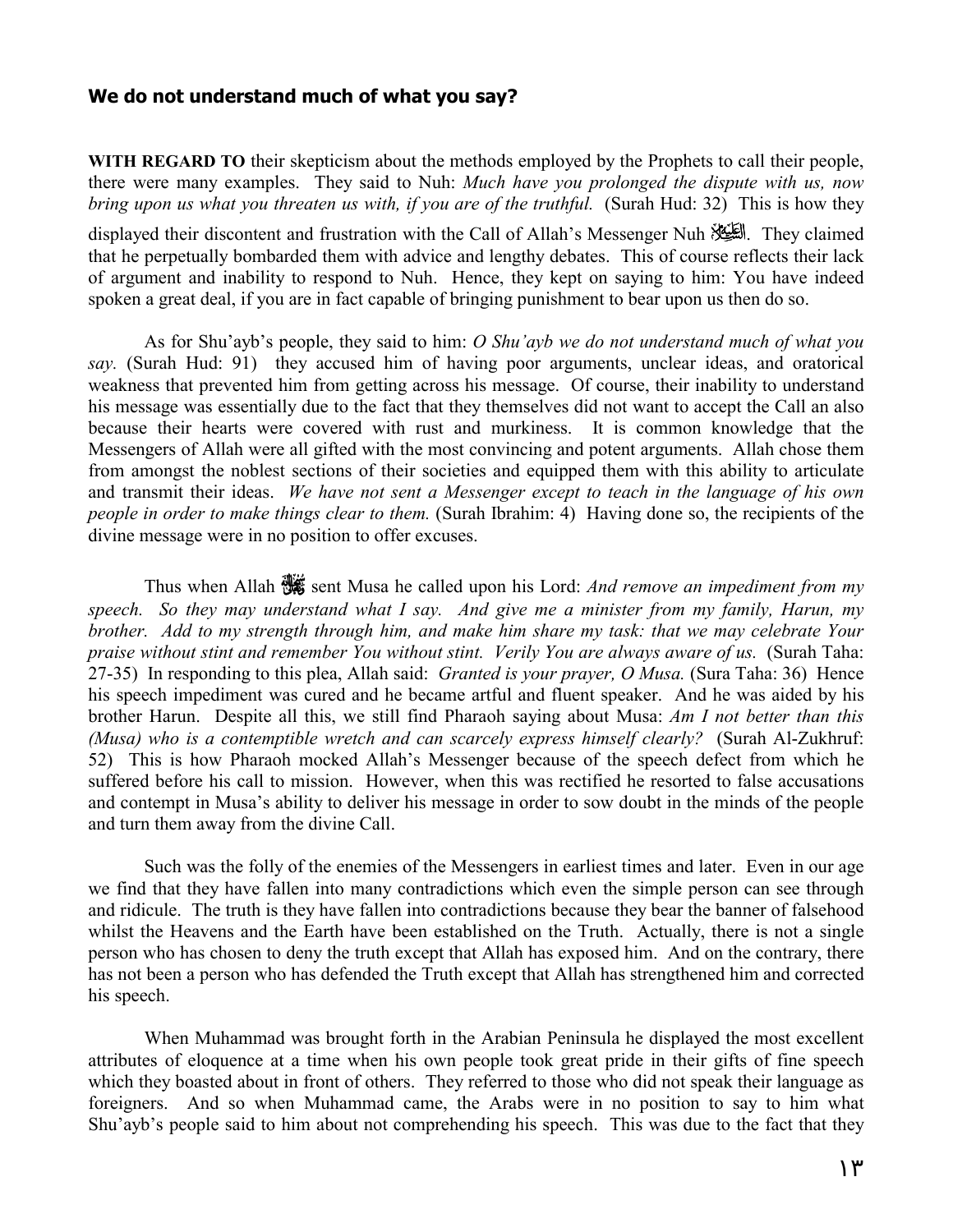### We do not understand much of what you say?

**WITH REGARD TO** their skepticism about the methods employed by the Prophets to call their people, there were many examples. They said to Nuh: *Much have you prolonged the dispute with us, now bring upon us what you threaten us with, if you are of the truthful.* (Surah Hud: 32) This is how they displayed their discontent and frustration with the Call of Allah's Messenger Nuh عليه السلام. They claimed that he perpetually bombarded them with advice and lengthy debates. This of course reflects their lack of argument and inability to respond to Nuh. Hence, they kept on saying to him: You have indeed spoken a great deal, if you are in fact capable of bringing punishment to bear upon us then do so.

As for Shu'ayb's people, they said to him: *O Shu'ayb we do not understand much of what you say.* (Surah Hud: 91) they accused him of having poor arguments, unclear ideas, and oratorical weakness that prevented him from getting across his message. Of course, their inability to understand his message was essentially due to the fact that they themselves did not want to accept the Call an also because their hearts were covered with rust and murkiness. It is common knowledge that the Messengers of Allah were all gifted with the most convincing and potent arguments. Allah chose them from amongst the noblest sections of their societies and equipped them with this ability to articulate and transmit their ideas. *We have not sent a Messenger except to teach in the language of his own people in order to make things clear to them.* (Surah Ibrahim: 4) Having done so, the recipients of the divine message were in no position to offer excuses.

Thus when Allah ﷻ sent Musa he called upon his Lord: *And remove an impediment from my speech. So they may understand what I say. And give me a minister from my family, Harun, my brother. Add to my strength through him, and make him share my task: that we may celebrate Your praise without stint and remember You without stint. Verily You are always aware of us.* (Surah Taha: 27-35) In responding to this plea, Allah said: *Granted is your prayer, O Musa.* (Sura Taha: 36) Hence his speech impediment was cured and he became artful and fluent speaker. And he was aided by his brother Harun. Despite all this, we still find Pharaoh saying about Musa: *Am I not better than this (Musa) who is a contemptible wretch and can scarcely express himself clearly?* (Surah Al-Zukhruf: 52) This is how Pharaoh mocked Allah's Messenger because of the speech defect from which he suffered before his call to mission. However, when this was rectified he resorted to false accusations and contempt in Musa's ability to deliver his message in order to sow doubt in the minds of the people and turn them away from the divine Call.

Such was the folly of the enemies of the Messengers in earliest times and later. Even in our age we find that they have fallen into many contradictions which even the simple person can see through and ridicule. The truth is they have fallen into contradictions because they bear the banner of falsehood whilst the Heavens and the Earth have been established on the Truth. Actually, there is not a single person who has chosen to deny the truth except that Allah has exposed him. And on the contrary, there has not been a person who has defended the Truth except that Allah has strengthened him and corrected his speech.

When Muhammad was brought forth in the Arabian Peninsula he displayed the most excellent attributes of eloquence at a time when his own people took great pride in their gifts of fine speech which they boasted about in front of others. They referred to those who did not speak their language as foreigners. And so when Muhammad came, the Arabs were in no position to say to him what Shu'ayb's people said to him about not comprehending his speech. This was due to the fact that they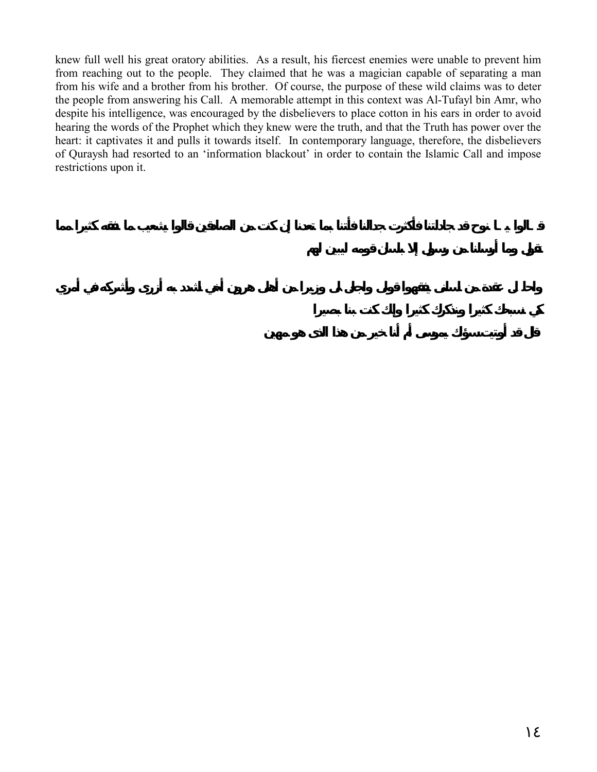knew full well his great oratory abilities. As a result, his fiercest enemies were unable to prevent him from reaching out to the people. They claimed that he was a magician capable of separating a man from his wife and a brother from his brother. Of course, the purpose of these wild claims was to deter the people from answering his Call. A memorable attempt in this context was Al-Tufayl bin Amr, who despite his intelligence, was encouraged by the disbelievers to place cotton in his ears in order to avoid hearing the words of the Prophet which they knew were the truth, and that the Truth has power over the heart: it captivates it and pulls it towards itself. In contemporary language, therefore, the disbelievers of Quraysh had resorted to an 'information blackout' in order to contain the Islamic Call and impose restrictions upon it.

قالوا يا نوح قد جادلتنا فأكثرت جدالنا فأتنا بما تعدنا إن كنت من الصادقين قالوا يشعيب ما نفقه كثيرا مما تقول وما أرسلنا من رسول إلا بلسان قومه ليبين لهم

واحلل عقدة من لساني يفقهوا قولي واجعل لي وزيرا من أهلي هرون أخي اشدد به أزري وأشركه في أمري كي نسبحك كثيرا ونذكرك كثيرا إنك كنت بنا بصيرا

قال قد أوتيت سؤلك يموسى أم أنا خير من هذا الذي هو مهين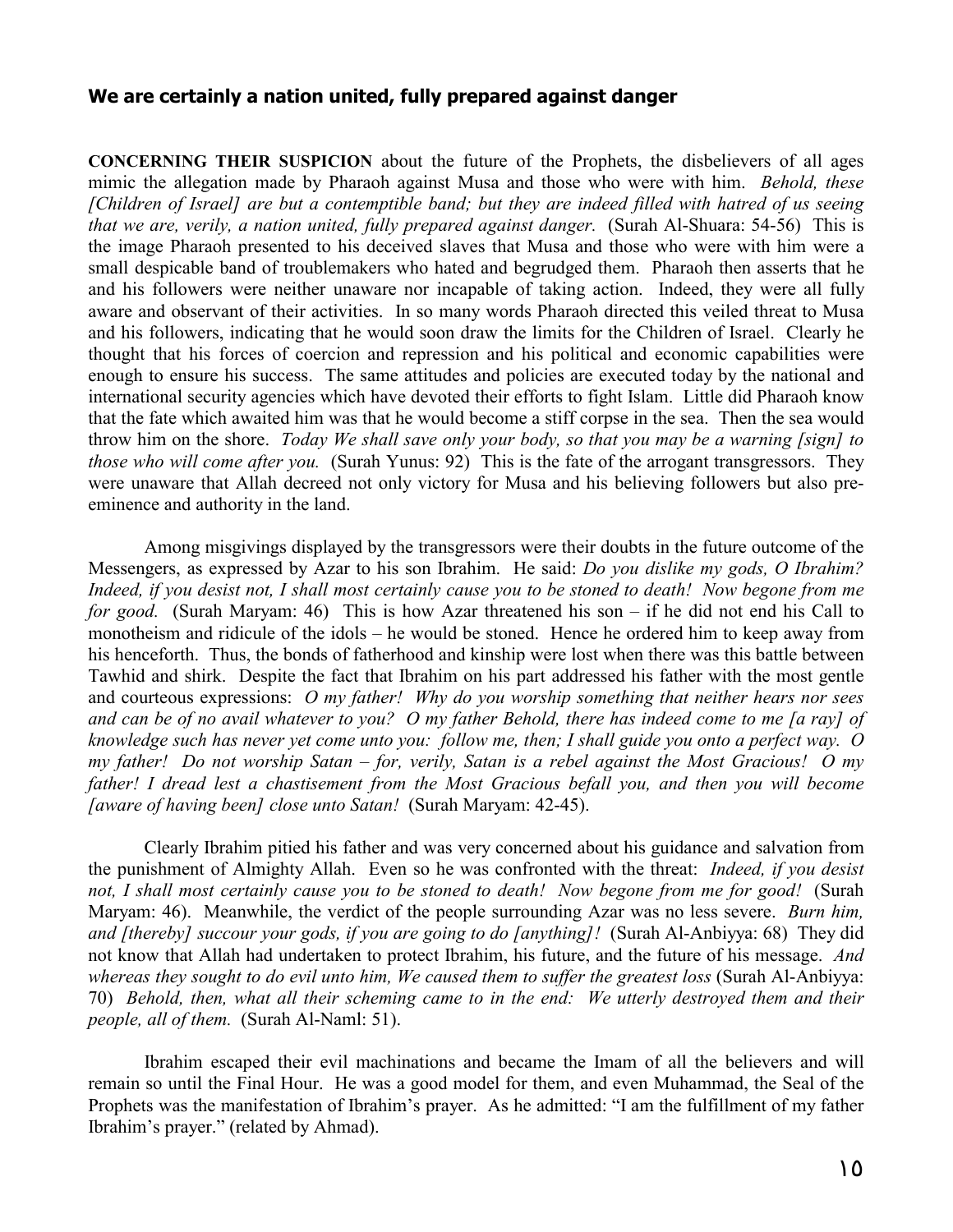### We are certainly a nation united, fully prepared against danger

**CONCERNING THEIR SUSPICION** about the future of the Prophets, the disbelievers of all ages mimic the allegation made by Pharaoh against Musa and those who were with him. *Behold, these [Children of Israel] are but a contemptible band; but they are indeed filled with hatred of us seeing that we are, verily, a nation united, fully prepared against danger.* (Surah Al-Shuara: 54-56) This is the image Pharaoh presented to his deceived slaves that Musa and those who were with him were a small despicable band of troublemakers who hated and begrudged them. Pharaoh then asserts that he and his followers were neither unaware nor incapable of taking action. Indeed, they were all fully aware and observant of their activities. In so many words Pharaoh directed this veiled threat to Musa and his followers, indicating that he would soon draw the limits for the Children of Israel. Clearly he thought that his forces of coercion and repression and his political and economic capabilities were enough to ensure his success. The same attitudes and policies are executed today by the national and international security agencies which have devoted their efforts to fight Islam. Little did Pharaoh know that the fate which awaited him was that he would become a stiff corpse in the sea. Then the sea would throw him on the shore. *Today We shall save only your body, so that you may be a warning [sign] to those who will come after you.* (Surah Yunus: 92) This is the fate of the arrogant transgressors. They were unaware that Allah decreed not only victory for Musa and his believing followers but also pre-eminence and authority in the land.

Among misgivings displayed by the transgressors were their doubts in the future outcome of the Messengers, as expressed by Azar to his son Ibrahim. He said: *Do you dislike my gods, O Ibrahim? Indeed, if you desist not, I shall most certainly cause you to be stoned to death! Now begone from me for good.* (Surah Maryam: 46) This is how Azar threatened his son – if he did not end his Call to monotheism and ridicule of the idols – he would be stoned. Hence he ordered him to keep away from his henceforth. Thus, the bonds of fatherhood and kinship were lost when there was this battle between Tawhid and shirk. Despite the fact that Ibrahim on his part addressed his father with the most gentle and courteous expressions: *O my father! Why do you worship something that neither hears nor sees and can be of no avail whatever to you? O my father Behold, there has indeed come to me [a ray] of knowledge such has never yet come unto you: follow me, then; I shall guide you onto a perfect way. O my father! Do not worship Satan – for, verily, Satan is a rebel against the Most Gracious! O my father! I dread lest a chastisement from the Most Gracious befall you, and then you will become [aware of having been] close unto Satan!* (Surah Maryam: 42-45).

Clearly Ibrahim pitied his father and was very concerned about his guidance and salvation from the punishment of Almighty Allah. Even so he was confronted with the threat: *Indeed, if you desist not, I shall most certainly cause you to be stoned to death! Now begone from me for good!* (Surah Maryam: 46). Meanwhile, the verdict of the people surrounding Azar was no less severe. *Burn him, and [thereby] succour your gods, if you are going to do [anything]!* (Surah Al-Anbiyya: 68) They did not know that Allah had undertaken to protect Ibrahim, his future, and the future of his message. *And whereas they sought to do evil unto him, We caused them to suffer the greatest loss* (Surah Al-Anbiyya: 70) *Behold, then, what all their scheming came to in the end: We utterly destroyed them and their people, all of them.* (Surah Al-Naml: 51).

Ibrahim escaped their evil machinations and became the Imam of all the believers and will remain so until the Final Hour. He was a good model for them, and even Muhammad, the Seal of the Prophets was the manifestation of Ibrahim's prayer. As he admitted: "I am the fulfillment of my father Ibrahim's prayer." (related by Ahmad).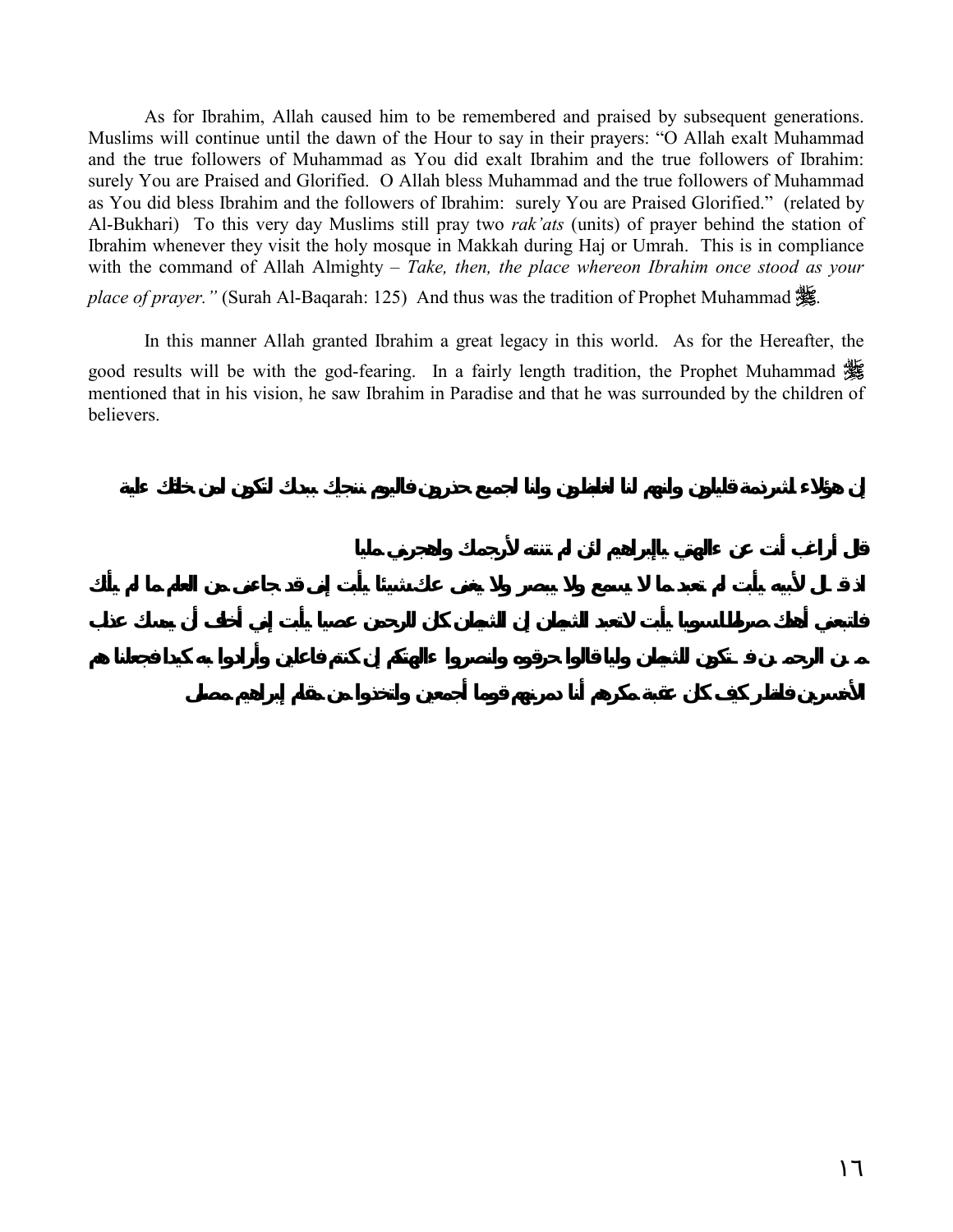As for Ibrahim, Allah caused him to be remembered and praised by subsequent generations. Muslims will continue until the dawn of the Hour to say in their prayers: "O Allah exalt Muhammad and the true followers of Muhammad as You did exalt Ibrahim and the true followers of Ibrahim: surely You are Praised and Glorified. O Allah bless Muhammad and the true followers of Muhammad as You did bless Ibrahim and the followers of Ibrahim: surely You are Praised Glorified." (related by Al-Bukhari) To this very day Muslims still pray two *rak'ats* (units) of prayer behind the station of Ibrahim whenever they visit the holy mosque in Makkah during Haj or Umrah. This is in compliance with the command of Allah Almighty – *Take, then, the place whereon Ibrahim once stood as your place of prayer."* (Surah Al-Baqarah: 125) And thus was the tradition of Prophet Muhammad ﷺ.

In this manner Allah granted Ibrahim a great legacy in this world. As for the Hereafter, the good results will be with the god-fearing. In a fairly length tradition, the Prophet Muhammad ﷺ mentioned that in his vision, he saw Ibrahim in Paradise and that he was surrounded by the children of believers.

إن هؤلاء لشرذمة قليلون وانهم لنا لغائظون وانا لجميع حذرون فاليوم ننجيك ببدنك لتكون لمن خلفك اية

قال أراغب أنت عن ءالهتي يإبراهيم لئن لم تنته لأرجمنك واهجرني مليا

اذ قال لأبيه يأبت لم تعبد ما لا يسمع ولا يبصر ولا يغني عنك شيئا يأبت إني قد جاءني من العلم ما لم يأتك فاتبعني أهدك صرطا سويا يأبت لاتعبد الشيطان إن الشيطان كان للرحمن عصيا يأبت إني أخاف أن يمسك عذاب من الرحمن فتكون للشيطان وليا قالوا حرقوه وانصروا ءالهتكم إن كنتم فاعلين وأرادوا به كيدا فجعلناهم الأخسرين فانظر كيف كان عقبة مكرهم أنا دمرنهم قوما أجمعين واتخذوا من مقام إبراهيم مصلى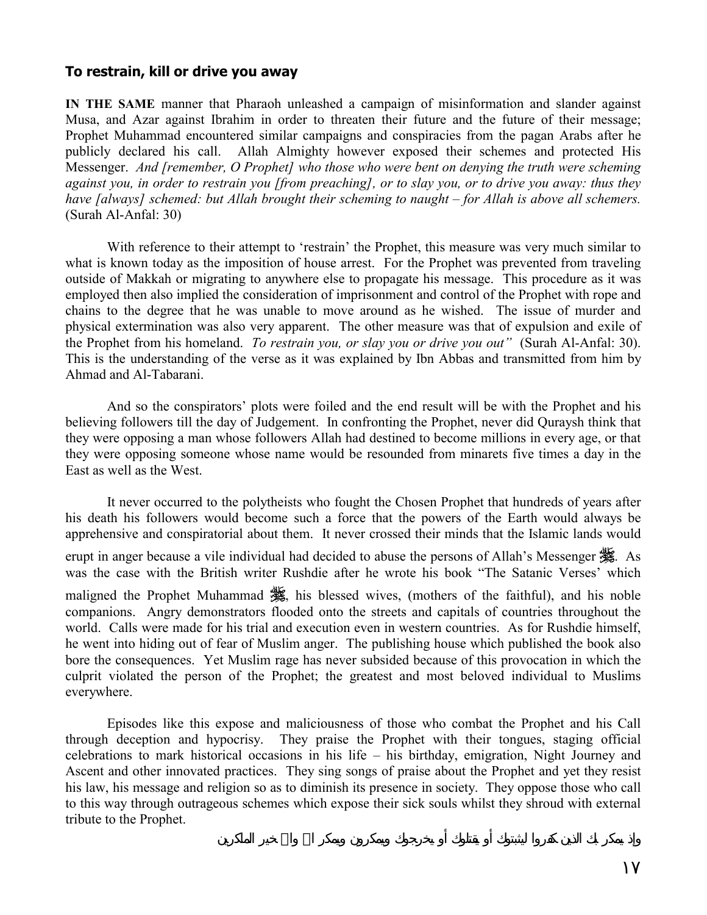## To restrain, kill or drive you away

**IN THE SAME** manner that Pharaoh unleashed a campaign of misinformation and slander against Musa, and Azar against Ibrahim in order to threaten their future and the future of their message; Prophet Muhammad encountered similar campaigns and conspiracies from the pagan Arabs after he publicly declared his call. Allah Almighty however exposed their schemes and protected His Messenger. *And [remember, O Prophet] who those who were bent on denying the truth were scheming against you, in order to restrain you [from preaching], or to slay you, or to drive you away: thus they have [always] schemed: but Allah brought their scheming to naught – for Allah is above all schemers.* (Surah Al-Anfal: 30)

With reference to their attempt to 'restrain' the Prophet, this measure was very much similar to what is known today as the imposition of house arrest. For the Prophet was prevented from traveling outside of Makkah or migrating to anywhere else to propagate his message. This procedure as it was employed then also implied the consideration of imprisonment and control of the Prophet with rope and chains to the degree that he was unable to move around as he wished. The issue of murder and physical extermination was also very apparent. The other measure was that of expulsion and exile of the Prophet from his homeland. *To restrain you, or slay you or drive you out"* (Surah Al-Anfal: 30). This is the understanding of the verse as it was explained by Ibn Abbas and transmitted from him by Ahmad and Al-Tabarani.

And so the conspirators' plots were foiled and the end result will be with the Prophet and his believing followers till the day of Judgement. In confronting the Prophet, never did Quraysh think that they were opposing a man whose followers Allah had destined to become millions in every age, or that they were opposing someone whose name would be resounded from minarets five times a day in the East as well as the West.

It never occurred to the polytheists who fought the Chosen Prophet that hundreds of years after his death his followers would become such a force that the powers of the Earth would always be apprehensive and conspiratorial about them. It never crossed their minds that the Islamic lands would erupt in anger because a vile individual had decided to abuse the persons of Allah's Messenger ﷺ. As was the case with the British writer Rushdie after he wrote his book "The Satanic Verses' which maligned the Prophet Muhammad ﷺ, his blessed wives, (mothers of the faithful), and his noble companions. Angry demonstrators flooded onto the streets and capitals of countries throughout the world. Calls were made for his trial and execution even in western countries. As for Rushdie himself, he went into hiding out of fear of Muslim anger. The publishing house which published the book also bore the consequences. Yet Muslim rage has never subsided because of this provocation in which the culprit violated the person of the Prophet; the greatest and most beloved individual to Muslims everywhere.

Episodes like this expose and maliciousness of those who combat the Prophet and his Call through deception and hypocrisy. They praise the Prophet with their tongues, staging official celebrations to mark historical occasions in his life – his birthday, emigration, Night Journey and Ascent and other innovated practices. They sing songs of praise about the Prophet and yet they resist his law, his message and religion so as to diminish its presence in society. They oppose those who call to this way through outrageous schemes which expose their sick souls whilst they shroud with external tribute to the Prophet.

وإذ يمكر بك الذين كفروا ليثبتوك أو يقتلوك أو يخرجوك ويمكرون ويمكر الله والله خير الماكرين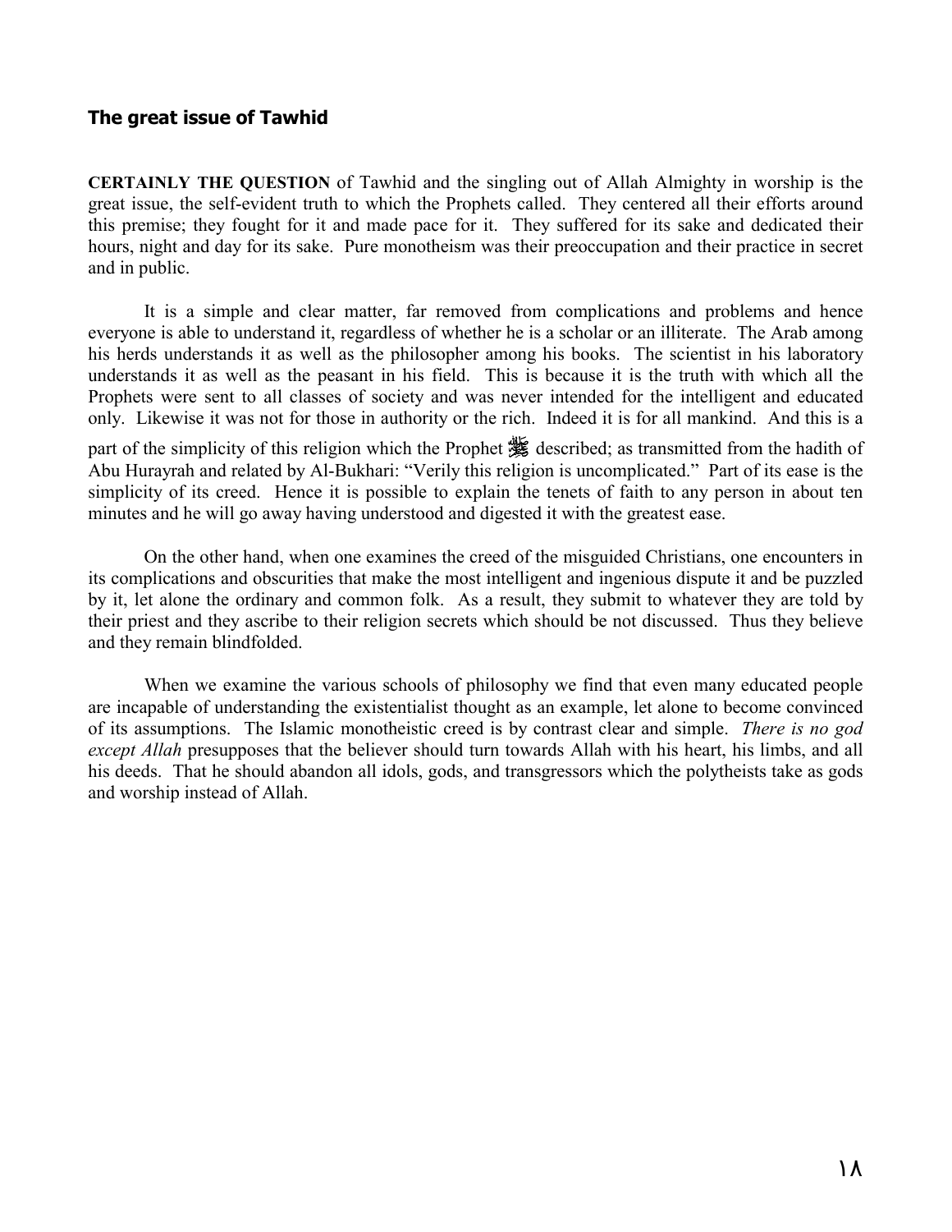## The great issue of Tawhid

**CERTAINLY THE QUESTION** of Tawhid and the singling out of Allah Almighty in worship is the great issue, the self-evident truth to which the Prophets called. They centered all their efforts around this premise; they fought for it and made pace for it. They suffered for its sake and dedicated their hours, night and day for its sake. Pure monotheism was their preoccupation and their practice in secret and in public.

It is a simple and clear matter, far removed from complications and problems and hence everyone is able to understand it, regardless of whether he is a scholar or an illiterate. The Arab among his herds understands it as well as the philosopher among his books. The scientist in his laboratory understands it as well as the peasant in his field. This is because it is the truth with which all the Prophets were sent to all classes of society and was never intended for the intelligent and educated only. Likewise it was not for those in authority or the rich. Indeed it is for all mankind. And this is a part of the simplicity of this religion which the Prophet ﷺ described; as transmitted from the hadith of Abu Hurayrah and related by Al-Bukhari: "Verily this religion is uncomplicated." Part of its ease is the simplicity of its creed. Hence it is possible to explain the tenets of faith to any person in about ten minutes and he will go away having understood and digested it with the greatest ease.

On the other hand, when one examines the creed of the misguided Christians, one encounters in its complications and obscurities that make the most intelligent and ingenious dispute it and be puzzled by it, let alone the ordinary and common folk. As a result, they submit to whatever they are told by their priest and they ascribe to their religion secrets which should be not discussed. Thus they believe and they remain blindfolded.

When we examine the various schools of philosophy we find that even many educated people are incapable of understanding the existentialist thought as an example, let alone to become convinced of its assumptions. The Islamic monotheistic creed is by contrast clear and simple. *There is no god except Allah* presupposes that the believer should turn towards Allah with his heart, his limbs, and all his deeds. That he should abandon all idols, gods, and transgressors which the polytheists take as gods and worship instead of Allah.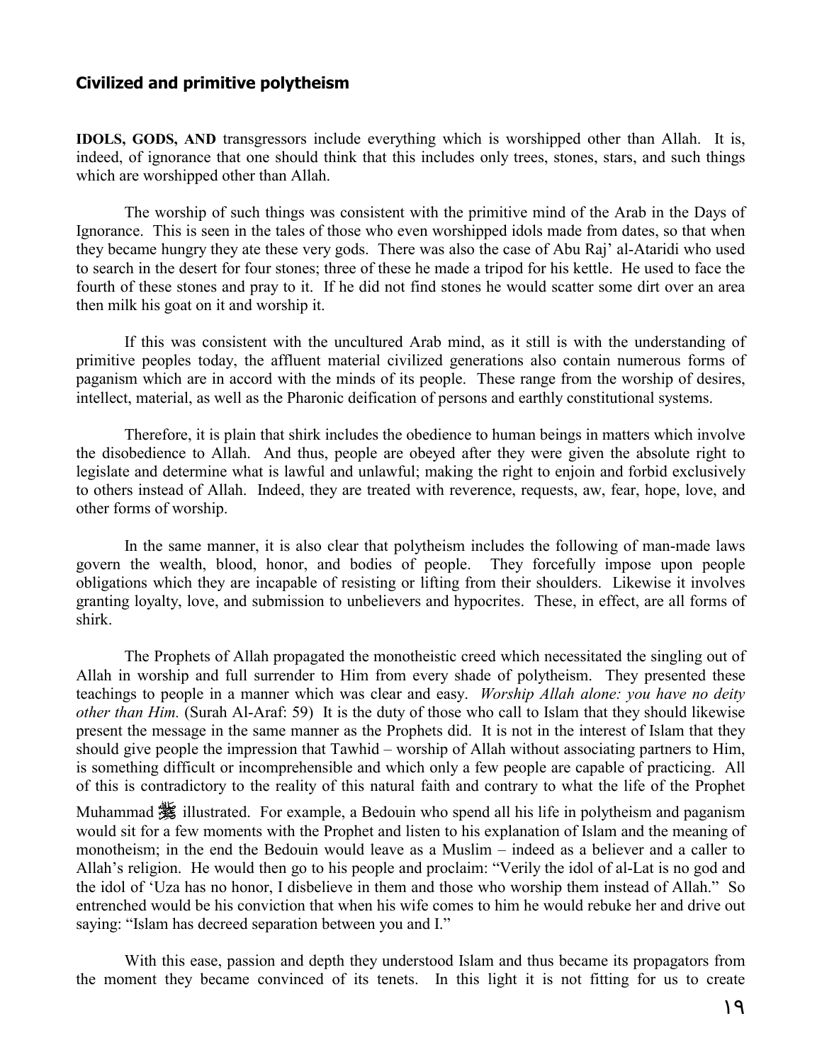### Civilized and primitive polytheism

**IDOLS, GODS, AND** transgressors include everything which is worshipped other than Allah. It is, indeed, of ignorance that one should think that this includes only trees, stones, stars, and such things which are worshipped other than Allah.

The worship of such things was consistent with the primitive mind of the Arab in the Days of Ignorance. This is seen in the tales of those who even worshipped idols made from dates, so that when they became hungry they ate these very gods. There was also the case of Abu Raj' al-Ataridi who used to search in the desert for four stones; three of these he made a tripod for his kettle. He used to face the fourth of these stones and pray to it. If he did not find stones he would scatter some dirt over an area then milk his goat on it and worship it.

If this was consistent with the uncultured Arab mind, as it still is with the understanding of primitive peoples today, the affluent material civilized generations also contain numerous forms of paganism which are in accord with the minds of its people. These range from the worship of desires, intellect, material, as well as the Pharonic deification of persons and earthly constitutional systems.

Therefore, it is plain that shirk includes the obedience to human beings in matters which involve the disobedience to Allah. And thus, people are obeyed after they were given the absolute right to legislate and determine what is lawful and unlawful; making the right to enjoin and forbid exclusively to others instead of Allah. Indeed, they are treated with reverence, requests, aw, fear, hope, love, and other forms of worship.

In the same manner, it is also clear that polytheism includes the following of man-made laws govern the wealth, blood, honor, and bodies of people. They forcefully impose upon people obligations which they are incapable of resisting or lifting from their shoulders. Likewise it involves granting loyalty, love, and submission to unbelievers and hypocrites. These, in effect, are all forms of shirk.

The Prophets of Allah propagated the monotheistic creed which necessitated the singling out of Allah in worship and full surrender to Him from every shade of polytheism. They presented these teachings to people in a manner which was clear and easy. *Worship Allah alone: you have no deity other than Him.* (Surah Al-Araf: 59) It is the duty of those who call to Islam that they should likewise present the message in the same manner as the Prophets did. It is not in the interest of Islam that they should give people the impression that Tawhid – worship of Allah without associating partners to Him, is something difficult or incomprehensible and which only a few people are capable of practicing. All of this is contradictory to the reality of this natural faith and contrary to what the life of the Prophet Muhammad ﷺ illustrated. For example, a Bedouin who spend all his life in polytheism and paganism would sit for a few moments with the Prophet and listen to his explanation of Islam and the meaning of monotheism; in the end the Bedouin would leave as a Muslim – indeed as a believer and a caller to Allah's religion. He would then go to his people and proclaim: "Verily the idol of al-Lat is no god and the idol of 'Uza has no honor, I disbelieve in them and those who worship them instead of Allah." So entrenched would be his conviction that when his wife comes to him he would rebuke her and drive out saying: "Islam has decreed separation between you and I."

With this ease, passion and depth they understood Islam and thus became its propagators from the moment they became convinced of its tenets. In this light it is not fitting for us to create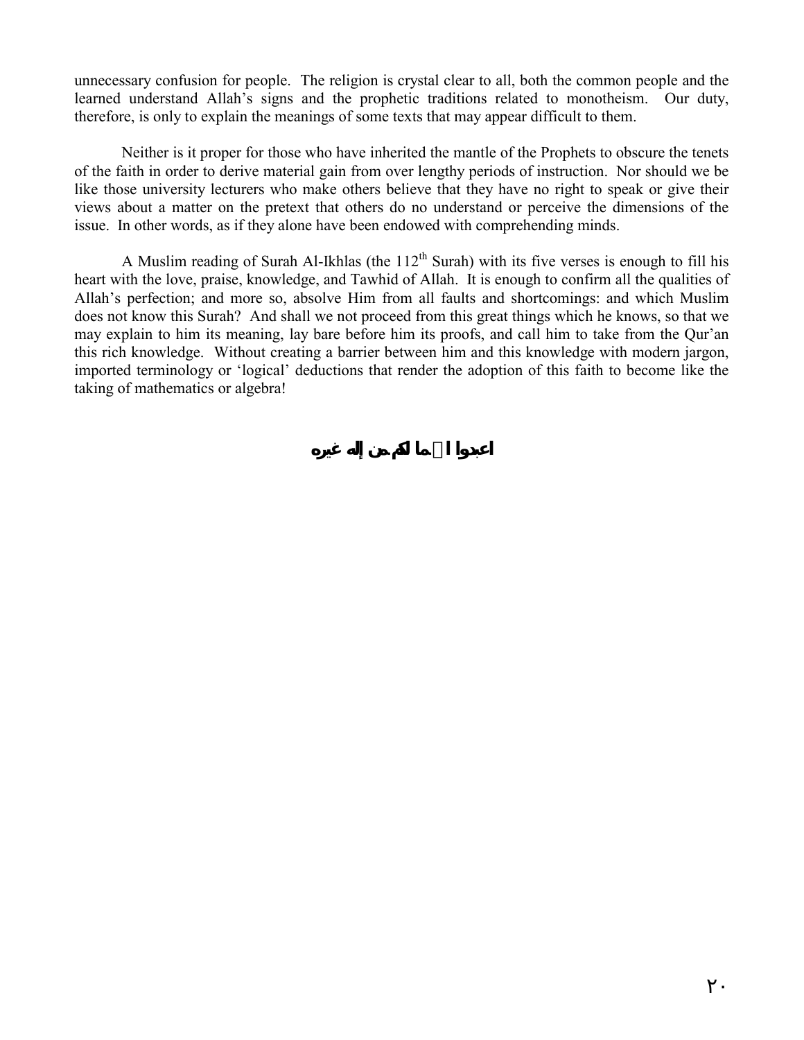unnecessary confusion for people. The religion is crystal clear to all, both the common people and the learned understand Allah's signs and the prophetic traditions related to monotheism. Our duty, therefore, is only to explain the meanings of some texts that may appear difficult to them.

Neither is it proper for those who have inherited the mantle of the Prophets to obscure the tenets of the faith in order to derive material gain from over lengthy periods of instruction. Nor should we be like those university lecturers who make others believe that they have no right to speak or give their views about a matter on the pretext that others do no understand or perceive the dimensions of the issue. In other words, as if they alone have been endowed with comprehending minds.

A Muslim reading of Surah Al-Ikhlas (the 112th Surah) with its five verses is enough to fill his heart with the love, praise, knowledge, and Tawhid of Allah. It is enough to confirm all the qualities of Allah's perfection; and more so, absolve Him from all faults and shortcomings: and which Muslim does not know this Surah? And shall we not proceed from this great things which he knows, so that we may explain to him its meaning, lay bare before him its proofs, and call him to take from the Qur'an this rich knowledge. Without creating a barrier between him and this knowledge with modern jargon, imported terminology or 'logical' deductions that render the adoption of this faith to become like the taking of mathematics or algebra!

## اعبدوا الله ما لكم من إله غيره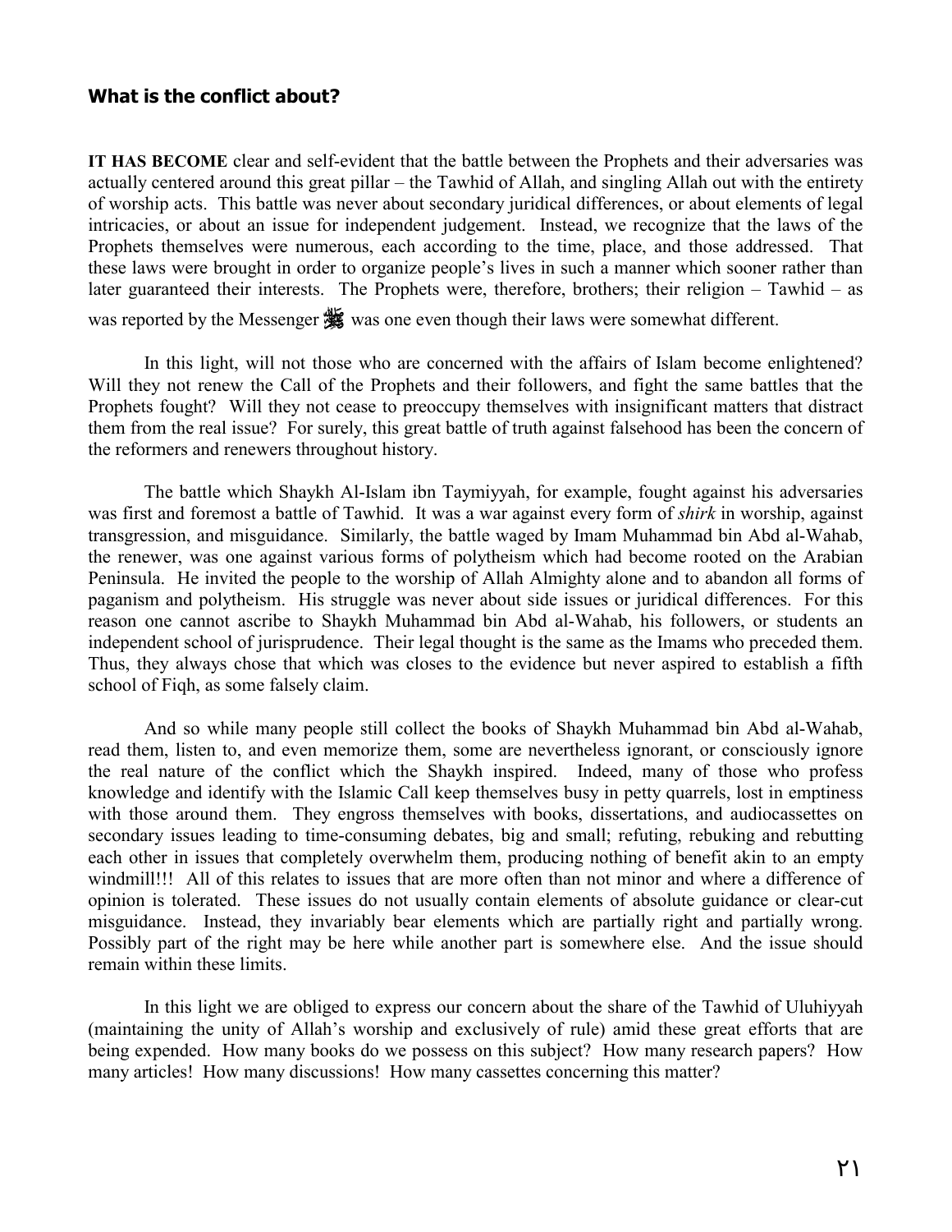### What is the conflict about?

**IT HAS BECOME** clear and self-evident that the battle between the Prophets and their adversaries was actually centered around this great pillar – the Tawhid of Allah, and singling Allah out with the entirety of worship acts. This battle was never about secondary juridical differences, or about elements of legal intricacies, or about an issue for independent judgement. Instead, we recognize that the laws of the Prophets themselves were numerous, each according to the time, place, and those addressed. That these laws were brought in order to organize people's lives in such a manner which sooner rather than later guaranteed their interests. The Prophets were, therefore, brothers; their religion – Tawhid – as was reported by the Messenger ﷺ was one even though their laws were somewhat different.

In this light, will not those who are concerned with the affairs of Islam become enlightened? Will they not renew the Call of the Prophets and their followers, and fight the same battles that the Prophets fought? Will they not cease to preoccupy themselves with insignificant matters that distract them from the real issue? For surely, this great battle of truth against falsehood has been the concern of the reformers and renewers throughout history.

The battle which Shaykh Al-Islam ibn Taymiyyah, for example, fought against his adversaries was first and foremost a battle of Tawhid. It was a war against every form of *shirk* in worship, against transgression, and misguidance. Similarly, the battle waged by Imam Muhammad bin Abd al-Wahab, the renewer, was one against various forms of polytheism which had become rooted on the Arabian Peninsula. He invited the people to the worship of Allah Almighty alone and to abandon all forms of paganism and polytheism. His struggle was never about side issues or juridical differences. For this reason one cannot ascribe to Shaykh Muhammad bin Abd al-Wahab, his followers, or students an independent school of jurisprudence. Their legal thought is the same as the Imams who preceded them. Thus, they always chose that which was closes to the evidence but never aspired to establish a fifth school of Fiqh, as some falsely claim.

And so while many people still collect the books of Shaykh Muhammad bin Abd al-Wahab, read them, listen to, and even memorize them, some are nevertheless ignorant, or consciously ignore the real nature of the conflict which the Shaykh inspired. Indeed, many of those who profess knowledge and identify with the Islamic Call keep themselves busy in petty quarrels, lost in emptiness with those around them. They engross themselves with books, dissertations, and audiocassettes on secondary issues leading to time-consuming debates, big and small; refuting, rebuking and rebutting each other in issues that completely overwhelm them, producing nothing of benefit akin to an empty windmill!!! All of this relates to issues that are more often than not minor and where a difference of opinion is tolerated. These issues do not usually contain elements of absolute guidance or clear-cut misguidance. Instead, they invariably bear elements which are partially right and partially wrong. Possibly part of the right may be here while another part is somewhere else. And the issue should remain within these limits.

In this light we are obliged to express our concern about the share of the Tawhid of Uluhiyyah (maintaining the unity of Allah's worship and exclusively of rule) amid these great efforts that are being expended. How many books do we possess on this subject? How many research papers? How many articles! How many discussions! How many cassettes concerning this matter?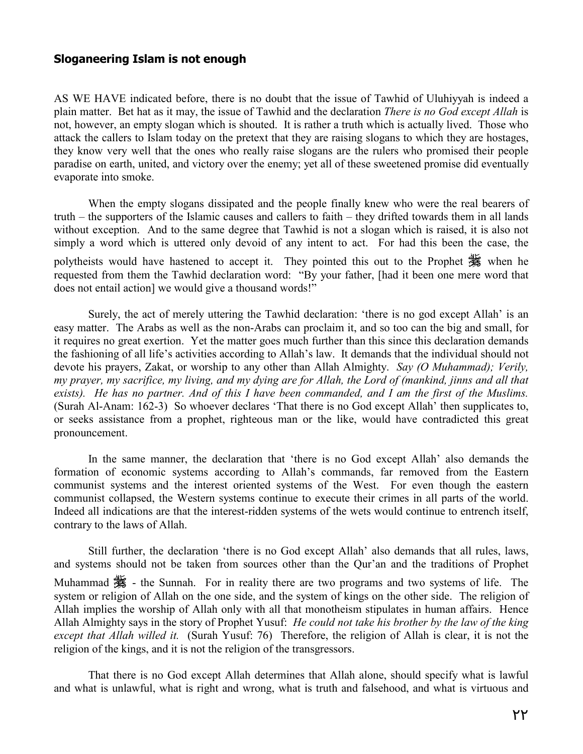### Sloganeering Islam is not enough

AS WE HAVE indicated before, there is no doubt that the issue of Tawhid of Uluhiyyah is indeed a plain matter. Bet hat as it may, the issue of Tawhid and the declaration *There is no God except Allah* is not, however, an empty slogan which is shouted. It is rather a truth which is actually lived. Those who attack the callers to Islam today on the pretext that they are raising slogans to which they are hostages, they know very well that the ones who really raise slogans are the rulers who promised their people paradise on earth, united, and victory over the enemy; yet all of these sweetened promise did eventually evaporate into smoke.

When the empty slogans dissipated and the people finally knew who were the real bearers of truth – the supporters of the Islamic causes and callers to faith – they drifted towards them in all lands without exception. And to the same degree that Tawhid is not a slogan which is raised, it is also not simply a word which is uttered only devoid of any intent to act. For had this been the case, the polytheists would have hastened to accept it. They pointed this out to the Prophet ﷺ when he requested from them the Tawhid declaration word: "By your father, [had it been one mere word that does not entail action] we would give a thousand words!"

Surely, the act of merely uttering the Tawhid declaration: 'there is no god except Allah' is an easy matter. The Arabs as well as the non-Arabs can proclaim it, and so too can the big and small, for it requires no great exertion. Yet the matter goes much further than this since this declaration demands the fashioning of all life's activities according to Allah's law. It demands that the individual should not devote his prayers, Zakat, or worship to any other than Allah Almighty. *Say (O Muhammad); Verily, my prayer, my sacrifice, my living, and my dying are for Allah, the Lord of (mankind, jinns and all that exists). He has no partner. And of this I have been commanded, and I am the first of the Muslims.* (Surah Al-Anam: 162-3) So whoever declares 'That there is no God except Allah' then supplicates to, or seeks assistance from a prophet, righteous man or the like, would have contradicted this great pronouncement.

In the same manner, the declaration that 'there is no God except Allah' also demands the formation of economic systems according to Allah's commands, far removed from the Eastern communist systems and the interest oriented systems of the West. For even though the eastern communist collapsed, the Western systems continue to execute their crimes in all parts of the world. Indeed all indications are that the interest-ridden systems of the wets would continue to entrench itself, contrary to the laws of Allah.

Still further, the declaration 'there is no God except Allah' also demands that all rules, laws, and systems should not be taken from sources other than the Qur'an and the traditions of Prophet Muhammad ﷺ - the Sunnah. For in reality there are two programs and two systems of life. The system or religion of Allah on the one side, and the system of kings on the other side. The religion of Allah implies the worship of Allah only with all that monotheism stipulates in human affairs. Hence Allah Almighty says in the story of Prophet Yusuf: *He could not take his brother by the law of the king except that Allah willed it.* (Surah Yusuf: 76) Therefore, the religion of Allah is clear, it is not the religion of the kings, and it is not the religion of the transgressors.

That there is no God except Allah determines that Allah alone, should specify what is lawful and what is unlawful, what is right and wrong, what is truth and falsehood, and what is virtuous and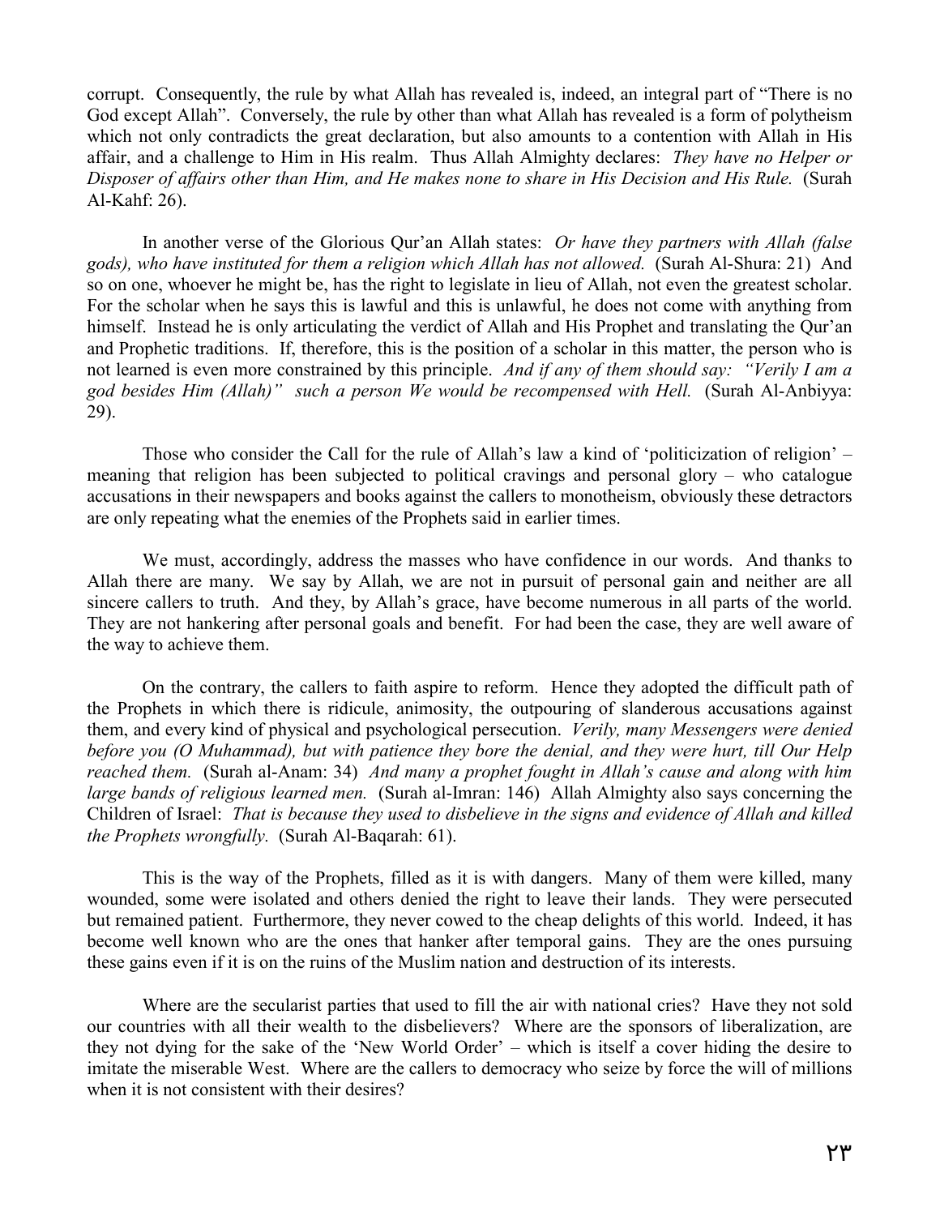corrupt. Consequently, the rule by what Allah has revealed is, indeed, an integral part of "There is no God except Allah". Conversely, the rule by other than what Allah has revealed is a form of polytheism which not only contradicts the great declaration, but also amounts to a contention with Allah in His affair, and a challenge to Him in His realm. Thus Allah Almighty declares: *They have no Helper or Disposer of affairs other than Him, and He makes none to share in His Decision and His Rule.* (Surah Al-Kahf: 26).

In another verse of the Glorious Qur'an Allah states: *Or have they partners with Allah (false gods), who have instituted for them a religion which Allah has not allowed.* (Surah Al-Shura: 21) And so on one, whoever he might be, has the right to legislate in lieu of Allah, not even the greatest scholar. For the scholar when he says this is lawful and this is unlawful, he does not come with anything from himself. Instead he is only articulating the verdict of Allah and His Prophet and translating the Qur'an and Prophetic traditions. If, therefore, this is the position of a scholar in this matter, the person who is not learned is even more constrained by this principle. *And if any of them should say: "Verily I am a god besides Him (Allah)" such a person We would be recompensed with Hell.* (Surah Al-Anbiyya: 29).

Those who consider the Call for the rule of Allah's law a kind of 'politicization of religion' – meaning that religion has been subjected to political cravings and personal glory – who catalogue accusations in their newspapers and books against the callers to monotheism, obviously these detractors are only repeating what the enemies of the Prophets said in earlier times.

We must, accordingly, address the masses who have confidence in our words. And thanks to Allah there are many. We say by Allah, we are not in pursuit of personal gain and neither are all sincere callers to truth. And they, by Allah's grace, have become numerous in all parts of the world. They are not hankering after personal goals and benefit. For had been the case, they are well aware of the way to achieve them.

On the contrary, the callers to faith aspire to reform. Hence they adopted the difficult path of the Prophets in which there is ridicule, animosity, the outpouring of slanderous accusations against them, and every kind of physical and psychological persecution. *Verily, many Messengers were denied before you (O Muhammad), but with patience they bore the denial, and they were hurt, till Our Help reached them.* (Surah al-Anam: 34) *And many a prophet fought in Allah's cause and along with him large bands of religious learned men.* (Surah al-Imran: 146) Allah Almighty also says concerning the Children of Israel: *That is because they used to disbelieve in the signs and evidence of Allah and killed the Prophets wrongfully.* (Surah Al-Baqarah: 61).

This is the way of the Prophets, filled as it is with dangers. Many of them were killed, many wounded, some were isolated and others denied the right to leave their lands. They were persecuted but remained patient. Furthermore, they never cowed to the cheap delights of this world. Indeed, it has become well known who are the ones that hanker after temporal gains. They are the ones pursuing these gains even if it is on the ruins of the Muslim nation and destruction of its interests.

Where are the secularist parties that used to fill the air with national cries? Have they not sold our countries with all their wealth to the disbelievers? Where are the sponsors of liberalization, are they not dying for the sake of the 'New World Order' – which is itself a cover hiding the desire to imitate the miserable West. Where are the callers to democracy who seize by force the will of millions when it is not consistent with their desires?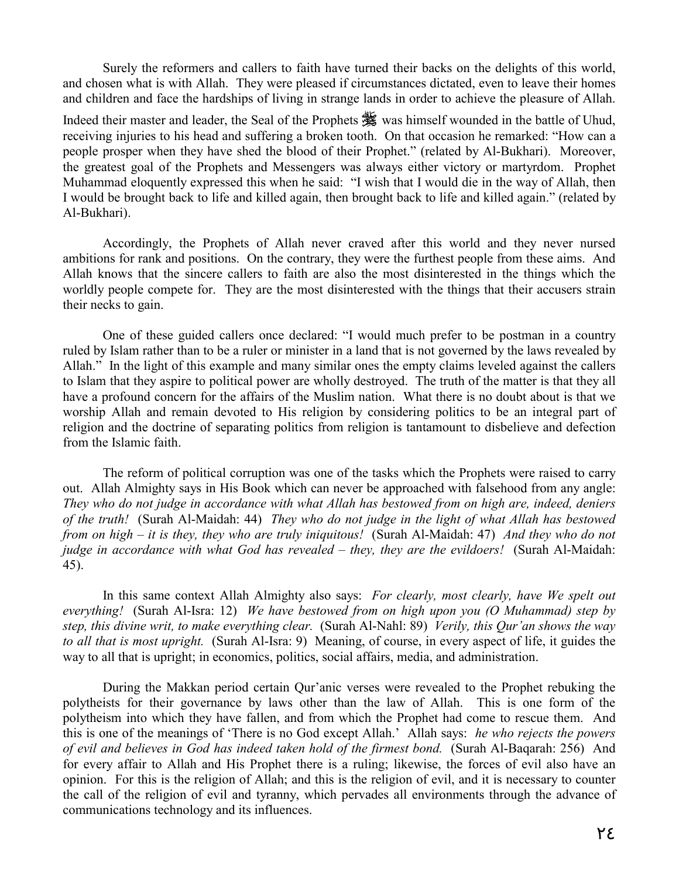Surely the reformers and callers to faith have turned their backs on the delights of this world, and chosen what is with Allah. They were pleased if circumstances dictated, even to leave their homes and children and face the hardships of living in strange lands in order to achieve the pleasure of Allah. Indeed their master and leader, the Seal of the Prophets ﷺ was himself wounded in the battle of Uhud, receiving injuries to his head and suffering a broken tooth. On that occasion he remarked: "How can a people prosper when they have shed the blood of their Prophet." (related by Al-Bukhari). Moreover, the greatest goal of the Prophets and Messengers was always either victory or martyrdom. Prophet Muhammad eloquently expressed this when he said: "I wish that I would die in the way of Allah, then I would be brought back to life and killed again, then brought back to life and killed again." (related by Al-Bukhari).

Accordingly, the Prophets of Allah never craved after this world and they never nursed ambitions for rank and positions. On the contrary, they were the furthest people from these aims. And Allah knows that the sincere callers to faith are also the most disinterested in the things which the worldly people compete for. They are the most disinterested with the things that their accusers strain their necks to gain.

One of these guided callers once declared: "I would much prefer to be postman in a country ruled by Islam rather than to be a ruler or minister in a land that is not governed by the laws revealed by Allah." In the light of this example and many similar ones the empty claims leveled against the callers to Islam that they aspire to political power are wholly destroyed. The truth of the matter is that they all have a profound concern for the affairs of the Muslim nation. What there is no doubt about is that we worship Allah and remain devoted to His religion by considering politics to be an integral part of religion and the doctrine of separating politics from religion is tantamount to disbelieve and defection from the Islamic faith.

The reform of political corruption was one of the tasks which the Prophets were raised to carry out. Allah Almighty says in His Book which can never be approached with falsehood from any angle: *They who do not judge in accordance with what Allah has bestowed from on high are, indeed, deniers of the truth!* (Surah Al-Maidah: 44) *They who do not judge in the light of what Allah has bestowed from on high – it is they, they who are truly iniquitous!* (Surah Al-Maidah: 47) *And they who do not judge in accordance with what God has revealed – they, they are the evildoers!* (Surah Al-Maidah: 45).

In this same context Allah Almighty also says: *For clearly, most clearly, have We spelt out everything!* (Surah Al-Isra: 12) *We have bestowed from on high upon you (O Muhammad) step by step, this divine writ, to make everything clear.* (Surah Al-Nahl: 89) *Verily, this Qur'an shows the way to all that is most upright.* (Surah Al-Isra: 9) Meaning, of course, in every aspect of life, it guides the way to all that is upright; in economics, politics, social affairs, media, and administration.

During the Makkan period certain Qur'anic verses were revealed to the Prophet rebuking the polytheists for their governance by laws other than the law of Allah. This is one form of the polytheism into which they have fallen, and from which the Prophet had come to rescue them. And this is one of the meanings of 'There is no God except Allah.' Allah says: *he who rejects the powers of evil and believes in God has indeed taken hold of the firmest bond.* (Surah Al-Baqarah: 256) And for every affair to Allah and His Prophet there is a ruling; likewise, the forces of evil also have an opinion. For this is the religion of Allah; and this is the religion of evil, and it is necessary to counter the call of the religion of evil and tyranny, which pervades all environments through the advance of communications technology and its influences.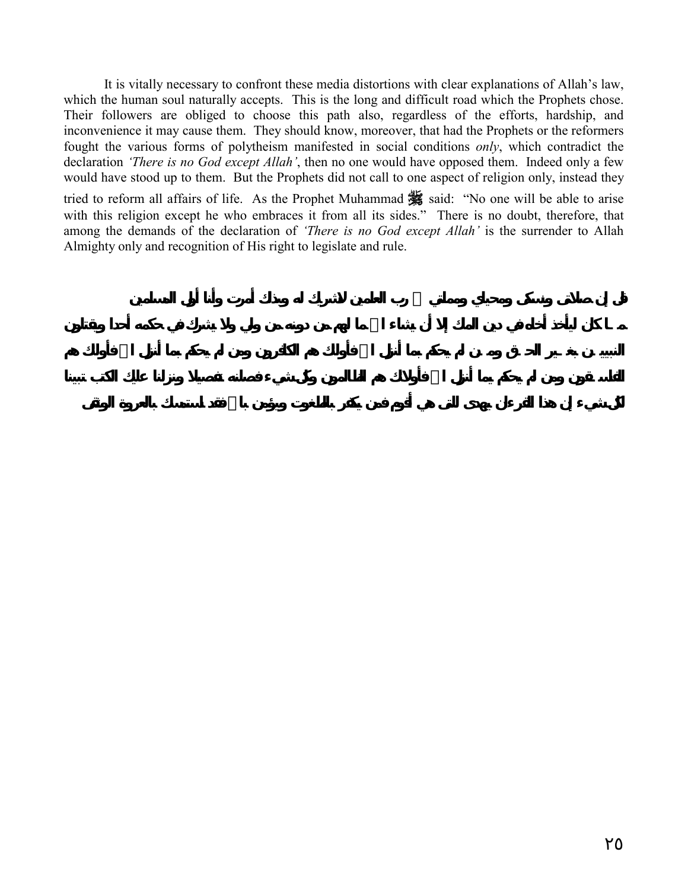It is vitally necessary to confront these media distortions with clear explanations of Allah's law, which the human soul naturally accepts. This is the long and difficult road which the Prophets chose. Their followers are obliged to choose this path also, regardless of the efforts, hardship, and inconvenience it may cause them. They should know, moreover, that had the Prophets or the reformers fought the various forms of polytheism manifested in social conditions *only*, which contradict the declaration *'There is no God except Allah'*, then no one would have opposed them. Indeed only a few would have stood up to them. But the Prophets did not call to one aspect of religion only, instead they tried to reform all affairs of life. As the Prophet Muhammad ﷺ said: "No one will be able to arise with this religion except he who embraces it from all its sides." There is no doubt, therefore, that among the demands of the declaration of *'There is no God except Allah'* is the surrender to Allah Almighty only and recognition of His right to legislate and rule.

قل إن صلاتي ونسكي ومحياي ومماتي  رب العالمين لا شريك له وبذلك أمرت وأنا أول المسلمين

ما كان ليأخذ أخاه في دين الملك إلا أن يشاء ا ما لهم من دونه من ولي ولا يشرك في حكمه أحدا ويقتلون

النبيين بغير الحق ومن لم يحكم بما أنزل ا فأولئك هم الكافرون ومن لم يحكم بما أنزل ا فأولئك هم

الفاسقون ومن لم يحكم بما أنزل ا فأولئك هم الظالمون وكل شيء فصلناه تفصيلا ونزلنا عليك الكتب تبيينا

لكل شيء إن هذا القرءان يهدي للتي هي أقوم فمن يكفر بالطاغوت ويؤمن با فقد استمسك بالعروة الوثقى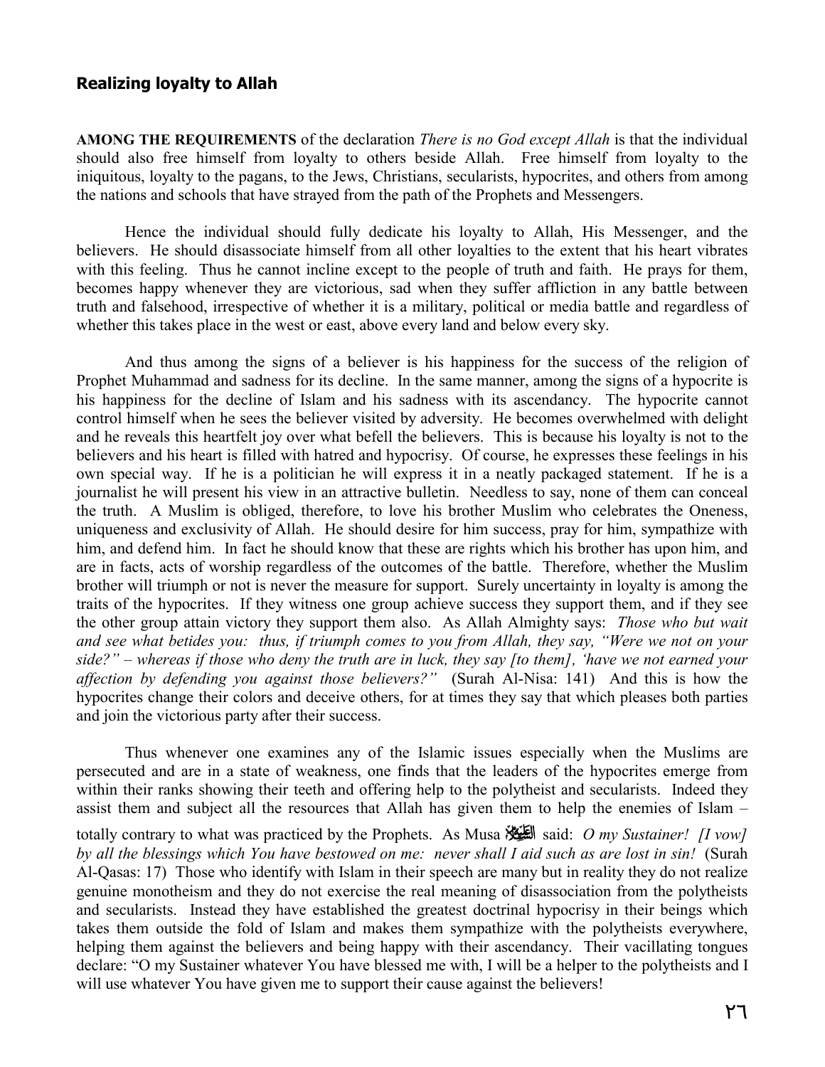## Realizing loyalty to Allah

**AMONG THE REQUIREMENTS** of the declaration *There is no God except Allah* is that the individual should also free himself from loyalty to others beside Allah. Free himself from loyalty to the iniquitous, loyalty to the pagans, to the Jews, Christians, secularists, hypocrites, and others from among the nations and schools that have strayed from the path of the Prophets and Messengers.

Hence the individual should fully dedicate his loyalty to Allah, His Messenger, and the believers. He should disassociate himself from all other loyalties to the extent that his heart vibrates with this feeling. Thus he cannot incline except to the people of truth and faith. He prays for them, becomes happy whenever they are victorious, sad when they suffer affliction in any battle between truth and falsehood, irrespective of whether it is a military, political or media battle and regardless of whether this takes place in the west or east, above every land and below every sky.

And thus among the signs of a believer is his happiness for the success of the religion of Prophet Muhammad and sadness for its decline. In the same manner, among the signs of a hypocrite is his happiness for the decline of Islam and his sadness with its ascendancy. The hypocrite cannot control himself when he sees the believer visited by adversity. He becomes overwhelmed with delight and he reveals this heartfelt joy over what befell the believers. This is because his loyalty is not to the believers and his heart is filled with hatred and hypocrisy. Of course, he expresses these feelings in his own special way. If he is a politician he will express it in a neatly packaged statement. If he is a journalist he will present his view in an attractive bulletin. Needless to say, none of them can conceal the truth. A Muslim is obliged, therefore, to love his brother Muslim who celebrates the Oneness, uniqueness and exclusivity of Allah. He should desire for him success, pray for him, sympathize with him, and defend him. In fact he should know that these are rights which his brother has upon him, and are in facts, acts of worship regardless of the outcomes of the battle. Therefore, whether the Muslim brother will triumph or not is never the measure for support. Surely uncertainty in loyalty is among the traits of the hypocrites. If they witness one group achieve success they support them, and if they see the other group attain victory they support them also. As Allah Almighty says: *Those who but wait and see what betides you: thus, if triumph comes to you from Allah, they say, "Were we not on your side?" – whereas if those who deny the truth are in luck, they say [to them], 'have we not earned your affection by defending you against those believers?"* (Surah Al-Nisa: 141) And this is how the hypocrites change their colors and deceive others, for at times they say that which pleases both parties and join the victorious party after their success.

Thus whenever one examines any of the Islamic issues especially when the Muslims are persecuted and are in a state of weakness, one finds that the leaders of the hypocrites emerge from within their ranks showing their teeth and offering help to the polytheist and secularists. Indeed they assist them and subject all the resources that Allah has given them to help the enemies of Islam – totally contrary to what was practiced by the Prophets. As Musa عليه السلام said: *O my Sustainer! [I vow] by all the blessings which You have bestowed on me: never shall I aid such as are lost in sin!* (Surah Al-Qasas: 17) Those who identify with Islam in their speech are many but in reality they do not realize genuine monotheism and they do not exercise the real meaning of disassociation from the polytheists and secularists. Instead they have established the greatest doctrinal hypocrisy in their beings which takes them outside the fold of Islam and makes them sympathize with the polytheists everywhere, helping them against the believers and being happy with their ascendancy. Their vacillating tongues declare: "O my Sustainer whatever You have blessed me with, I will be a helper to the polytheists and I will use whatever You have given me to support their cause against the believers!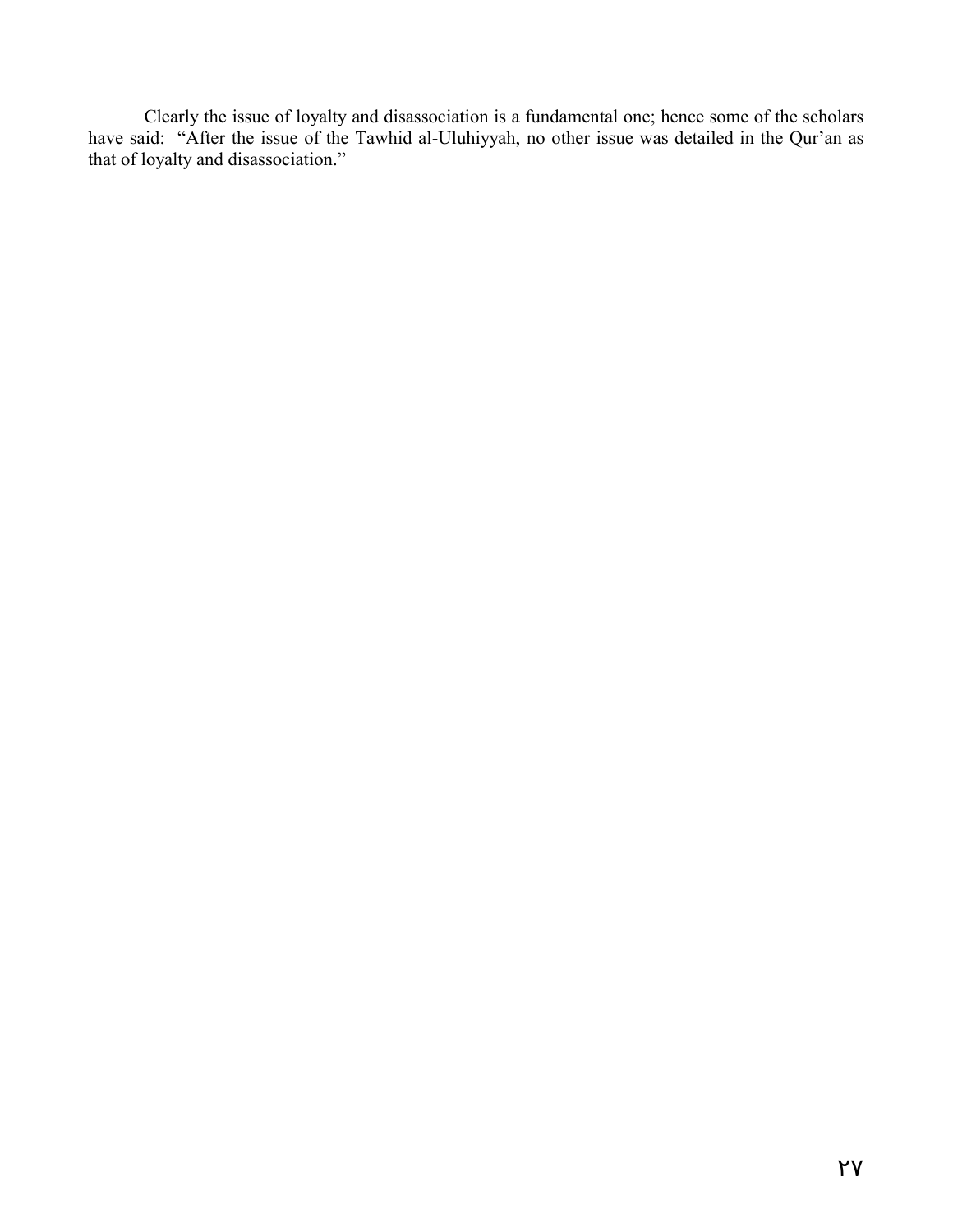Clearly the issue of loyalty and disassociation is a fundamental one; hence some of the scholars have said: "After the issue of the Tawhid al-Uluhiyyah, no other issue was detailed in the Qur'an as that of loyalty and disassociation."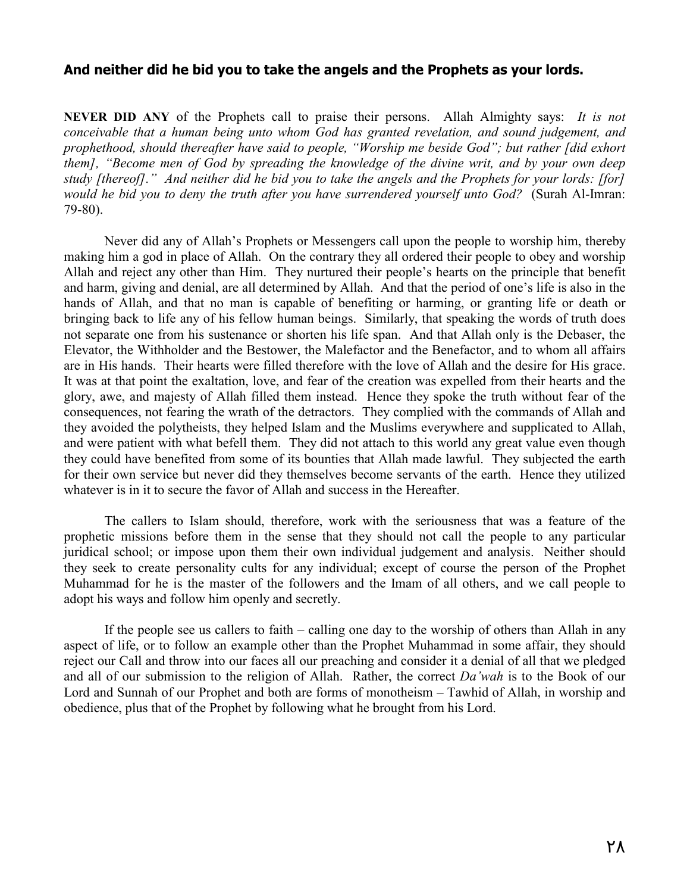### And neither did he bid you to take the angels and the Prophets as your lords.

**NEVER DID ANY** of the Prophets call to praise their persons. Allah Almighty says: *It is not conceivable that a human being unto whom God has granted revelation, and sound judgement, and prophethood, should thereafter have said to people, "Worship me beside God"; but rather [did exhort them], "Become men of God by spreading the knowledge of the divine writ, and by your own deep study [thereof]." And neither did he bid you to take the angels and the Prophets for your lords: [for] would he bid you to deny the truth after you have surrendered yourself unto God?* (Surah Al-Imran: 79-80).

Never did any of Allah's Prophets or Messengers call upon the people to worship him, thereby making him a god in place of Allah. On the contrary they all ordered their people to obey and worship Allah and reject any other than Him. They nurtured their people's hearts on the principle that benefit and harm, giving and denial, are all determined by Allah. And that the period of one's life is also in the hands of Allah, and that no man is capable of benefiting or harming, or granting life or death or bringing back to life any of his fellow human beings. Similarly, that speaking the words of truth does not separate one from his sustenance or shorten his life span. And that Allah only is the Debaser, the Elevator, the Withholder and the Bestower, the Malefactor and the Benefactor, and to whom all affairs are in His hands. Their hearts were filled therefore with the love of Allah and the desire for His grace. It was at that point the exaltation, love, and fear of the creation was expelled from their hearts and the glory, awe, and majesty of Allah filled them instead. Hence they spoke the truth without fear of the consequences, not fearing the wrath of the detractors. They complied with the commands of Allah and they avoided the polytheists, they helped Islam and the Muslims everywhere and supplicated to Allah, and were patient with what befell them. They did not attach to this world any great value even though they could have benefited from some of its bounties that Allah made lawful. They subjected the earth for their own service but never did they themselves become servants of the earth. Hence they utilized whatever is in it to secure the favor of Allah and success in the Hereafter.

The callers to Islam should, therefore, work with the seriousness that was a feature of the prophetic missions before them in the sense that they should not call the people to any particular juridical school; or impose upon them their own individual judgement and analysis. Neither should they seek to create personality cults for any individual; except of course the person of the Prophet Muhammad for he is the master of the followers and the Imam of all others, and we call people to adopt his ways and follow him openly and secretly.

If the people see us callers to faith – calling one day to the worship of others than Allah in any aspect of life, or to follow an example other than the Prophet Muhammad in some affair, they should reject our Call and throw into our faces all our preaching and consider it a denial of all that we pledged and all of our submission to the religion of Allah. Rather, the correct *Da'wah* is to the Book of our Lord and Sunnah of our Prophet and both are forms of monotheism – Tawhid of Allah, in worship and obedience, plus that of the Prophet by following what he brought from his Lord.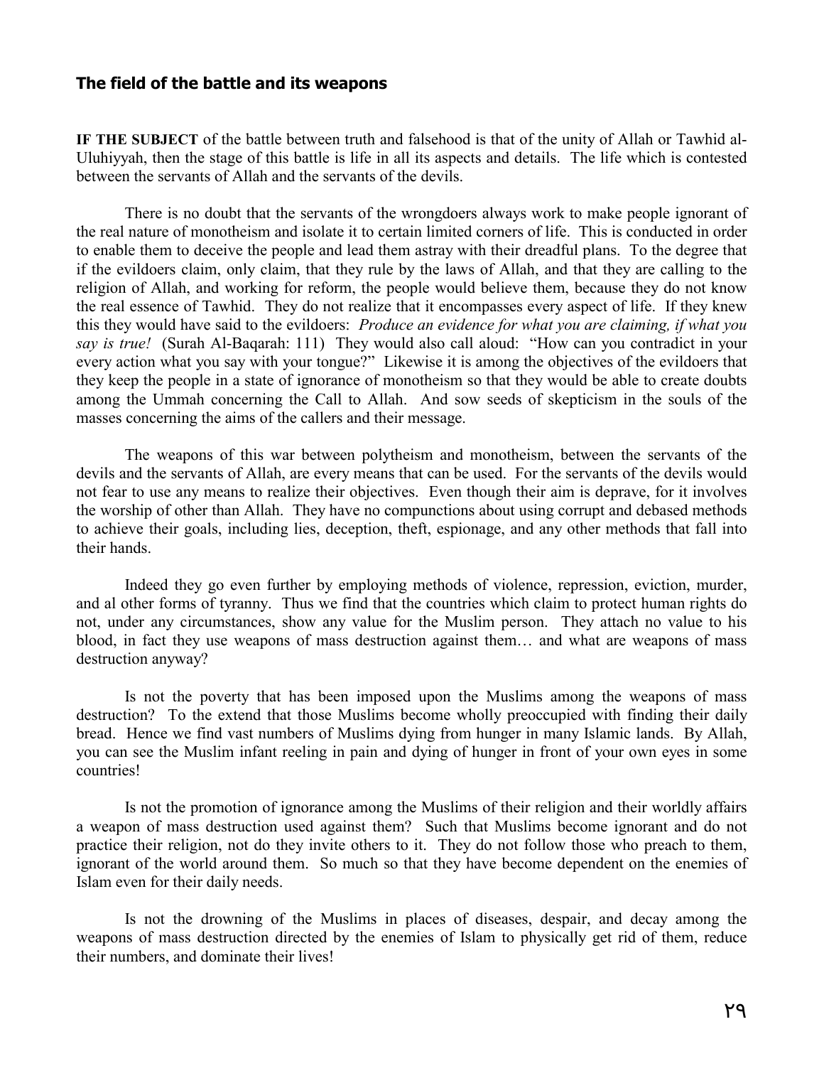### The field of the battle and its weapons

**IF THE SUBJECT** of the battle between truth and falsehood is that of the unity of Allah or Tawhid al-Uluhiyyah, then the stage of this battle is life in all its aspects and details. The life which is contested between the servants of Allah and the servants of the devils.

There is no doubt that the servants of the wrongdoers always work to make people ignorant of the real nature of monotheism and isolate it to certain limited corners of life. This is conducted in order to enable them to deceive the people and lead them astray with their dreadful plans. To the degree that if the evildoers claim, only claim, that they rule by the laws of Allah, and that they are calling to the religion of Allah, and working for reform, the people would believe them, because they do not know the real essence of Tawhid. They do not realize that it encompasses every aspect of life. If they knew this they would have said to the evildoers: *Produce an evidence for what you are claiming, if what you say is true!* (Surah Al-Baqarah: 111) They would also call aloud: "How can you contradict in your every action what you say with your tongue?" Likewise it is among the objectives of the evildoers that they keep the people in a state of ignorance of monotheism so that they would be able to create doubts among the Ummah concerning the Call to Allah. And sow seeds of skepticism in the souls of the masses concerning the aims of the callers and their message.

The weapons of this war between polytheism and monotheism, between the servants of the devils and the servants of Allah, are every means that can be used. For the servants of the devils would not fear to use any means to realize their objectives. Even though their aim is deprave, for it involves the worship of other than Allah. They have no compunctions about using corrupt and debased methods to achieve their goals, including lies, deception, theft, espionage, and any other methods that fall into their hands.

Indeed they go even further by employing methods of violence, repression, eviction, murder, and al other forms of tyranny. Thus we find that the countries which claim to protect human rights do not, under any circumstances, show any value for the Muslim person. They attach no value to his blood, in fact they use weapons of mass destruction against them… and what are weapons of mass destruction anyway?

Is not the poverty that has been imposed upon the Muslims among the weapons of mass destruction? To the extend that those Muslims become wholly preoccupied with finding their daily bread. Hence we find vast numbers of Muslims dying from hunger in many Islamic lands. By Allah, you can see the Muslim infant reeling in pain and dying of hunger in front of your own eyes in some countries!

Is not the promotion of ignorance among the Muslims of their religion and their worldly affairs a weapon of mass destruction used against them? Such that Muslims become ignorant and do not practice their religion, not do they invite others to it. They do not follow those who preach to them, ignorant of the world around them. So much so that they have become dependent on the enemies of Islam even for their daily needs.

Is not the drowning of the Muslims in places of diseases, despair, and decay among the weapons of mass destruction directed by the enemies of Islam to physically get rid of them, reduce their numbers, and dominate their lives!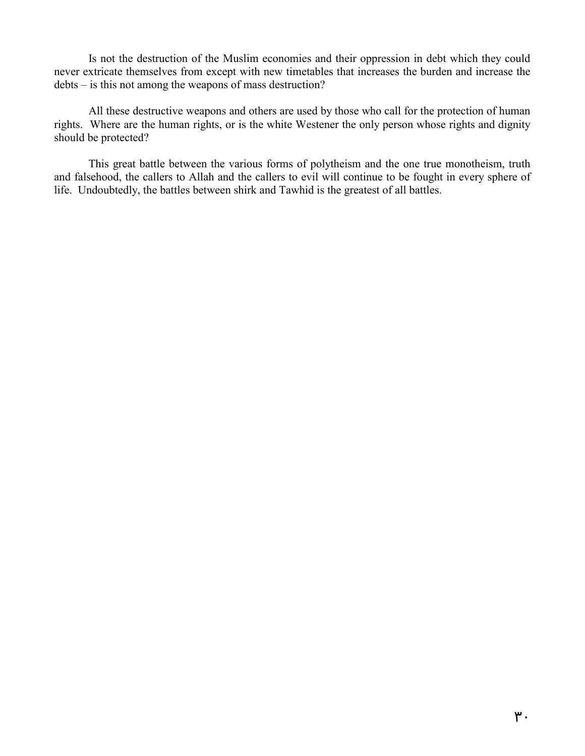Is not the destruction of the Muslim economies and their oppression in debt which they could never extricate themselves from except with new timetables that increases the burden and increase the debts – is this not among the weapons of mass destruction?

All these destructive weapons and others are used by those who call for the protection of human rights. Where are the human rights, or is the white Westener the only person whose rights and dignity should be protected?

This great battle between the various forms of polytheism and the one true monotheism, truth and falsehood, the callers to Allah and the callers to evil will continue to be fought in every sphere of life. Undoubtedly, the battles between shirk and Tawhid is the greatest of all battles.